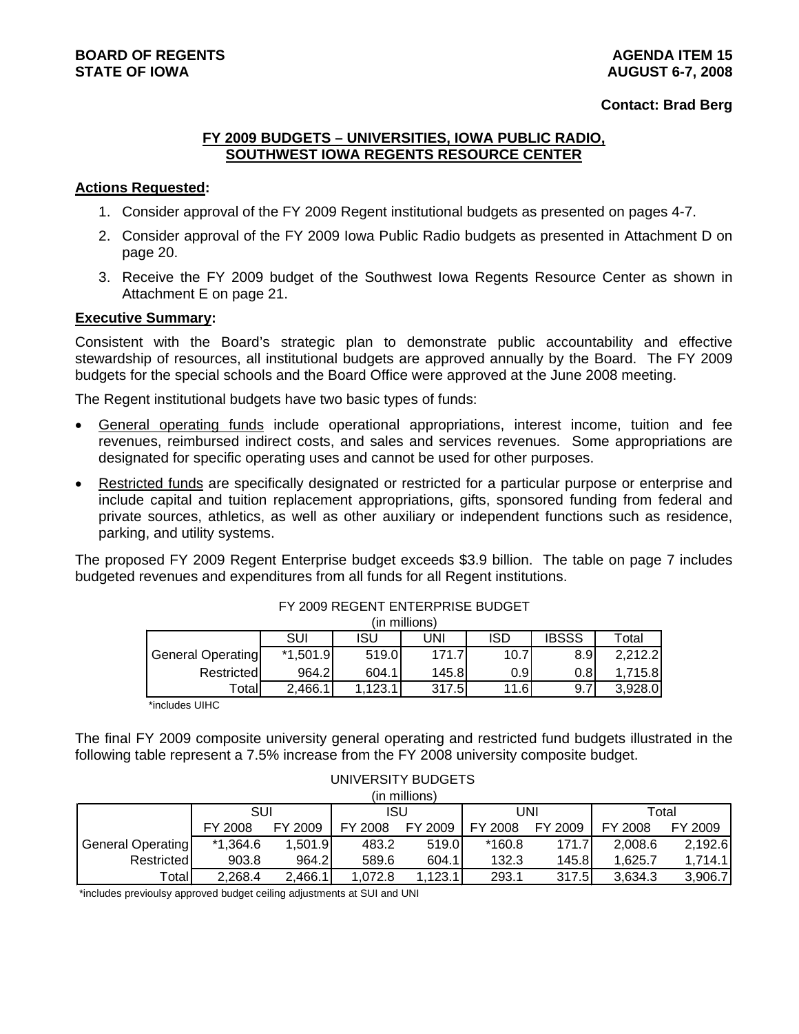**BOARD OF REGENTS**
**STATE OF IOWA**

**AGENDA ITEM 15**
**AUGUST 6-7, 2008**

**Contact: Brad Berg**

## FY 2009 BUDGETS – UNIVERSITIES, IOWA PUBLIC RADIO, SOUTHWEST IOWA REGENTS RESOURCE CENTER

**Actions Requested:**

1. Consider approval of the FY 2009 Regent institutional budgets as presented on pages 4-7.
2. Consider approval of the FY 2009 Iowa Public Radio budgets as presented in Attachment D on page 20.
3. Receive the FY 2009 budget of the Southwest Iowa Regents Resource Center as shown in Attachment E on page 21.

**Executive Summary:**

Consistent with the Board's strategic plan to demonstrate public accountability and effective stewardship of resources, all institutional budgets are approved annually by the Board. The FY 2009 budgets for the special schools and the Board Office were approved at the June 2008 meeting.

The Regent institutional budgets have two basic types of funds:

- General operating funds include operational appropriations, interest income, tuition and fee revenues, reimbursed indirect costs, and sales and services revenues. Some appropriations are designated for specific operating uses and cannot be used for other purposes.
- Restricted funds are specifically designated or restricted for a particular purpose or enterprise and include capital and tuition replacement appropriations, gifts, sponsored funding from federal and private sources, athletics, as well as other auxiliary or independent functions such as residence, parking, and utility systems.

The proposed FY 2009 Regent Enterprise budget exceeds $3.9 billion. The table on page 7 includes budgeted revenues and expenditures from all funds for all Regent institutions.

FY 2009 REGENT ENTERPRISE BUDGET
(in millions)

| | SUI | ISU | UNI | ISD | IBSSS | Total |
|---|---|---|---|---|---|---|
| General Operating | *1,501.9 | 519.0 | 171.7 | 10.7 | 8.9 | 2,212.2 |
| Restricted | 964.2 | 604.1 | 145.8 | 0.9 | 0.8 | 1,715.8 |
| Total | 2,466.1 | 1,123.1 | 317.5 | 11.6 | 9.7 | 3,928.0 |

*includes UIHC

The final FY 2009 composite university general operating and restricted fund budgets illustrated in the following table represent a 7.5% increase from the FY 2008 university composite budget.

UNIVERSITY BUDGETS
(in millions)

| | SUI | | ISU | | UNI | | Total | |
|---|---|---|---|---|---|---|---|---|
| | FY 2008 | FY 2009 | FY 2008 | FY 2009 | FY 2008 | FY 2009 | FY 2008 | FY 2009 |
| General Operating | *1,364.6 | 1,501.9 | 483.2 | 519.0 | *160.8 | 171.7 | 2,008.6 | 2,192.6 |
| Restricted | 903.8 | 964.2 | 589.6 | 604.1 | 132.3 | 145.8 | 1,625.7 | 1,714.1 |
| Total | 2,268.4 | 2,466.1 | 1,072.8 | 1,123.1 | 293.1 | 317.5 | 3,634.3 | 3,906.7 |

*includes previoulsy approved budget ceiling adjustments at SUI and UNI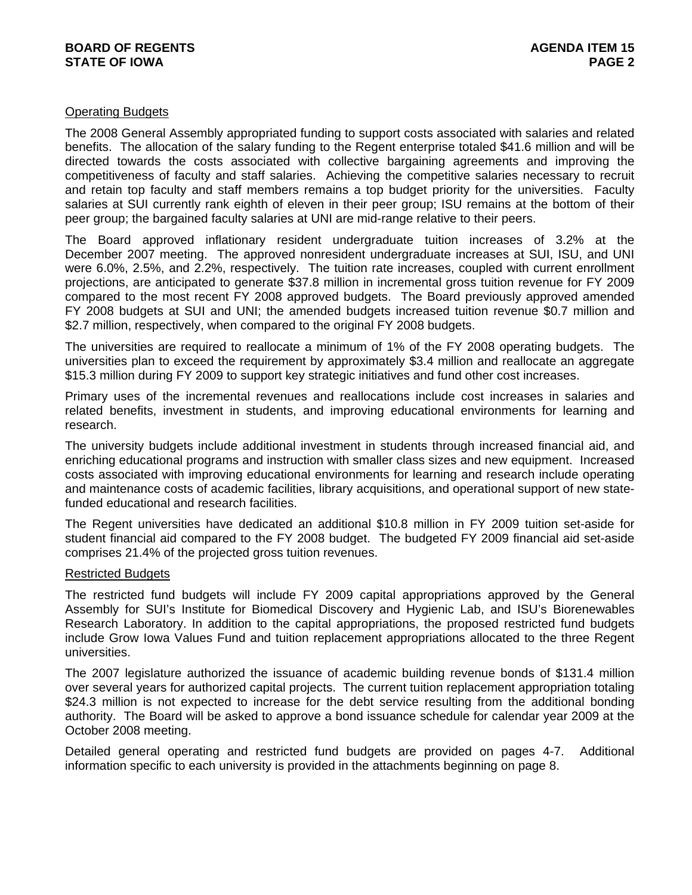Operating Budgets

The 2008 General Assembly appropriated funding to support costs associated with salaries and related benefits. The allocation of the salary funding to the Regent enterprise totaled $41.6 million and will be directed towards the costs associated with collective bargaining agreements and improving the competitiveness of faculty and staff salaries. Achieving the competitive salaries necessary to recruit and retain top faculty and staff members remains a top budget priority for the universities. Faculty salaries at SUI currently rank eighth of eleven in their peer group; ISU remains at the bottom of their peer group; the bargained faculty salaries at UNI are mid-range relative to their peers.

The Board approved inflationary resident undergraduate tuition increases of 3.2% at the December 2007 meeting. The approved nonresident undergraduate increases at SUI, ISU, and UNI were 6.0%, 2.5%, and 2.2%, respectively. The tuition rate increases, coupled with current enrollment projections, are anticipated to generate $37.8 million in incremental gross tuition revenue for FY 2009 compared to the most recent FY 2008 approved budgets. The Board previously approved amended FY 2008 budgets at SUI and UNI; the amended budgets increased tuition revenue $0.7 million and $2.7 million, respectively, when compared to the original FY 2008 budgets.

The universities are required to reallocate a minimum of 1% of the FY 2008 operating budgets. The universities plan to exceed the requirement by approximately $3.4 million and reallocate an aggregate $15.3 million during FY 2009 to support key strategic initiatives and fund other cost increases.

Primary uses of the incremental revenues and reallocations include cost increases in salaries and related benefits, investment in students, and improving educational environments for learning and research.

The university budgets include additional investment in students through increased financial aid, and enriching educational programs and instruction with smaller class sizes and new equipment. Increased costs associated with improving educational environments for learning and research include operating and maintenance costs of academic facilities, library acquisitions, and operational support of new state-funded educational and research facilities.

The Regent universities have dedicated an additional $10.8 million in FY 2009 tuition set-aside for student financial aid compared to the FY 2008 budget. The budgeted FY 2009 financial aid set-aside comprises 21.4% of the projected gross tuition revenues.

Restricted Budgets

The restricted fund budgets will include FY 2009 capital appropriations approved by the General Assembly for SUI's Institute for Biomedical Discovery and Hygienic Lab, and ISU's Biorenewables Research Laboratory. In addition to the capital appropriations, the proposed restricted fund budgets include Grow Iowa Values Fund and tuition replacement appropriations allocated to the three Regent universities.

The 2007 legislature authorized the issuance of academic building revenue bonds of $131.4 million over several years for authorized capital projects. The current tuition replacement appropriation totaling $24.3 million is not expected to increase for the debt service resulting from the additional bonding authority. The Board will be asked to approve a bond issuance schedule for calendar year 2009 at the October 2008 meeting.

Detailed general operating and restricted fund budgets are provided on pages 4-7. Additional information specific to each university is provided in the attachments beginning on page 8.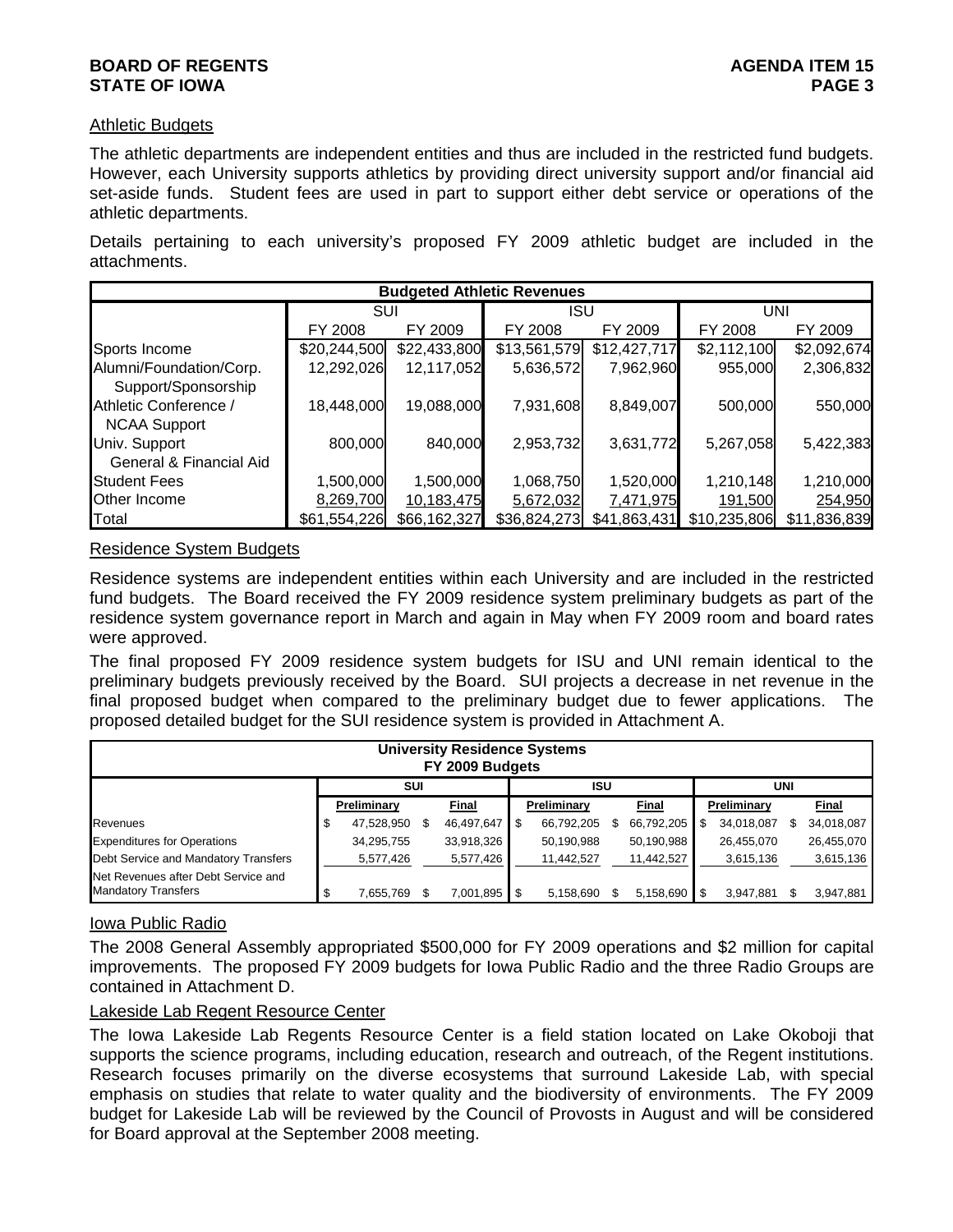## Athletic Budgets

The athletic departments are independent entities and thus are included in the restricted fund budgets. However, each University supports athletics by providing direct university support and/or financial aid set-aside funds. Student fees are used in part to support either debt service or operations of the athletic departments.

Details pertaining to each university's proposed FY 2009 athletic budget are included in the attachments.

| Budgeted Athletic Revenues | | | | | | |
|---|---|---|---|---|---|---|
| | SUI | | ISU | | UNI | |
| | FY 2008 | FY 2009 | FY 2008 | FY 2009 | FY 2008 | FY 2009 |
| Sports Income | $20,244,500 | $22,433,800 | $13,561,579 | $12,427,717 | $2,112,100 | $2,092,674 |
| Alumni/Foundation/Corp. Support/Sponsorship | 12,292,026 | 12,117,052 | 5,636,572 | 7,962,960 | 955,000 | 2,306,832 |
| Athletic Conference / NCAA Support | 18,448,000 | 19,088,000 | 7,931,608 | 8,849,007 | 500,000 | 550,000 |
| Univ. Support General & Financial Aid | 800,000 | 840,000 | 2,953,732 | 3,631,772 | 5,267,058 | 5,422,383 |
| Student Fees | 1,500,000 | 1,500,000 | 1,068,750 | 1,520,000 | 1,210,148 | 1,210,000 |
| Other Income | 8,269,700 | 10,183,475 | 5,672,032 | 7,471,975 | 191,500 | 254,950 |
| Total | $61,554,226 | $66,162,327 | $36,824,273 | $41,863,431 | $10,235,806 | $11,836,839 |

## Residence System Budgets

Residence systems are independent entities within each University and are included in the restricted fund budgets. The Board received the FY 2009 residence system preliminary budgets as part of the residence system governance report in March and again in May when FY 2009 room and board rates were approved.

The final proposed FY 2009 residence system budgets for ISU and UNI remain identical to the preliminary budgets previously received by the Board. SUI projects a decrease in net revenue in the final proposed budget when compared to the preliminary budget due to fewer applications. The proposed detailed budget for the SUI residence system is provided in Attachment A.

| University Residence Systems FY 2009 Budgets | | | | | | |
|---|---|---|---|---|---|---|
| | SUI | | ISU | | UNI | |
| | Preliminary | Final | Preliminary | Final | Preliminary | Final |
| Revenues | $ 47,528,950 | $ 46,497,647 | $ 66,792,205 | $ 66,792,205 | $ 34,018,087 | $ 34,018,087 |
| Expenditures for Operations | 34,295,755 | 33,918,326 | 50,190,988 | 50,190,988 | 26,455,070 | 26,455,070 |
| Debt Service and Mandatory Transfers | 5,577,426 | 5,577,426 | 11,442,527 | 11,442,527 | 3,615,136 | 3,615,136 |
| Net Revenues after Debt Service and Mandatory Transfers | $ 7,655,769 | $ 7,001,895 | $ 5,158,690 | $ 5,158,690 | $ 3,947,881 | $ 3,947,881 |

## Iowa Public Radio

The 2008 General Assembly appropriated $500,000 for FY 2009 operations and $2 million for capital improvements. The proposed FY 2009 budgets for Iowa Public Radio and the three Radio Groups are contained in Attachment D.

## Lakeside Lab Regent Resource Center

The Iowa Lakeside Lab Regents Resource Center is a field station located on Lake Okoboji that supports the science programs, including education, research and outreach, of the Regent institutions. Research focuses primarily on the diverse ecosystems that surround Lakeside Lab, with special emphasis on studies that relate to water quality and the biodiversity of environments. The FY 2009 budget for Lakeside Lab will be reviewed by the Council of Provosts in August and will be considered for Board approval at the September 2008 meeting.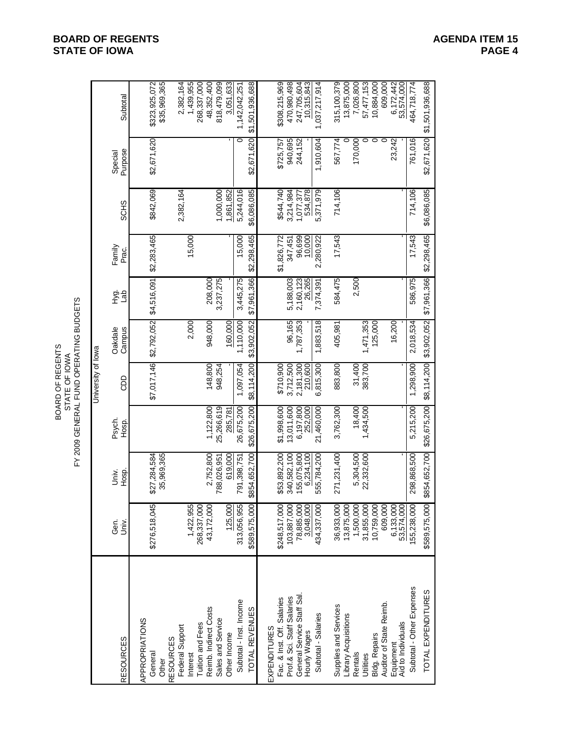BOARD OF REGENTS
STATE OF IOWA
FY 2009 GENERAL FUND OPERATING BUDGETS

| | University of Iowa | | | | | | | | | |
|---|---|---|---|---|---|---|---|---|---|---|
| RESOURCES | Gen. Univ. | Univ. Hosp. | Psych. Hosp. | CDD | Oakdale Campus | Hyg. Lab | Family Prac. | SCHS | Special Purpose | Subtotal |
| APPROPRIATIONS | | | | | | | | | | |
| General | $276,518,045 | $27,284,584 | | $7,017,146 | $2,792,052 | $4,516,091 | $2,283,465 | $842,069 | $2,671,620 | $323,925,072 |
| Other | | 35,969,365 | | | | | | | | $35,969,365 |
| RESOURCES | | | | | | | | | | |
| Federal Support | | | | | | | | 2,382,164 | | 2,382,164 |
| Interest | 1,422,955 | | | | 2,000 | | 15,000 | | | 1,439,955 |
| Tuition and Fees | 268,337,000 | | | | | | | | | 268,337,000 |
| Reimb. Indirect Costs | 43,172,000 | 2,752,800 | 1,122,800 | 148,800 | 948,000 | 208,000 | | | | 48,352,400 |
| Sales and Service | | 788,026,951 | 25,266,619 | 948,254 | | 3,237,275 | | 1,000,000 | | 818,479,099 |
| Other Income | 125,000 | 619,000 | 285,781 | - | 160,000 | - | - | 1,861,852 | - | 3,051,633 |
| Subtotal - Inst. Income | 313,056,955 | 791,398,751 | 26,675,200 | 1,097,054 | 1,110,000 | 3,445,275 | 15,000 | 5,244,016 | 0 | 1,142,042,251 |
| TOTAL REVENUES | $589,575,000 | $854,652,700 | $26,675,200 | $8,114,200 | $3,902,052 | $7,961,366 | $2,298,465 | $6,086,085 | $2,671,620 | $1,501,936,688 |
| EXPENDITURES | | | | | | | | | | |
| Fac. & Inst. Off. Salaries | $248,517,000 | $53,892,200 | $1,998,600 | $710,900 | | | $1,826,772 | $544,740 | $725,757 | $308,215,969 |
| Prof.& Sci. Staff Salaries | 103,887,000 | 340,582,100 | 13,011,600 | 3,712,500 | 96,165 | 5,188,003 | 347,451 | 3,214,984 | 940,695 | 470,980,498 |
| General Service Staff Sal. | 78,885,000 | 155,075,800 | 6,197,800 | 2,181,300 | 1,787,353 | 2,160,123 | 96,699 | 1,077,377 | 244,152 | 247,705,604 |
| Hourly Wages | 3,048,000 | 6,234,100 | 252,000 | 210,600 | - | 26,265 | 10,000 | 534,878 | - | 10,315,843 |
| Subtotal - Salaries | 434,337,000 | 555,784,200 | 21,460,000 | 6,815,300 | 1,883,518 | 7,374,391 | 2,280,922 | 5,371,979 | 1,910,604 | 1,037,217,914 |
| Supplies and Services | 36,933,000 | 271,231,400 | 3,762,300 | 883,800 | 405,981 | 584,475 | 17,543 | 714,106 | 567,774 | 315,100,379 |
| Library Acquisitions | 13,875,000 | | | | | | | | 0 | 13,875,000 |
| Rentals | 1,500,000 | 5,304,500 | 18,400 | 31,400 | | 2,500 | | | 170,000 | 7,026,800 |
| Utilities | 31,855,000 | 22,332,600 | 1,434,500 | 383,700 | 1,471,353 | | | | 0 | 57,477,153 |
| Bldg. Repairs | 10,759,000 | | | | 125,000 | | | | 0 | 10,884,000 |
| Auditor of State Reimb. | 609,000 | | | | | | | | 0 | 609,000 |
| Equipment | 6,133,000 | | | | 16,200 | | | | 23,242 | 6,172,442 |
| Aid to Individuals | 53,574,000 | - | - | - | - | - | - | - | - | 53,574,000 |
| Subtotal - Other Expenses | 155,238,000 | 298,868,500 | 5,215,200 | 1,298,900 | 2,018,534 | 586,975 | 17,543 | 714,106 | 761,016 | 464,718,774 |
| TOTAL EXPENDITURES | $589,575,000 | $854,652,700 | $26,675,200 | $8,114,200 | $3,902,052 | $7,961,366 | $2,298,465 | $6,086,085 | $2,671,620 | $1,501,936,688 |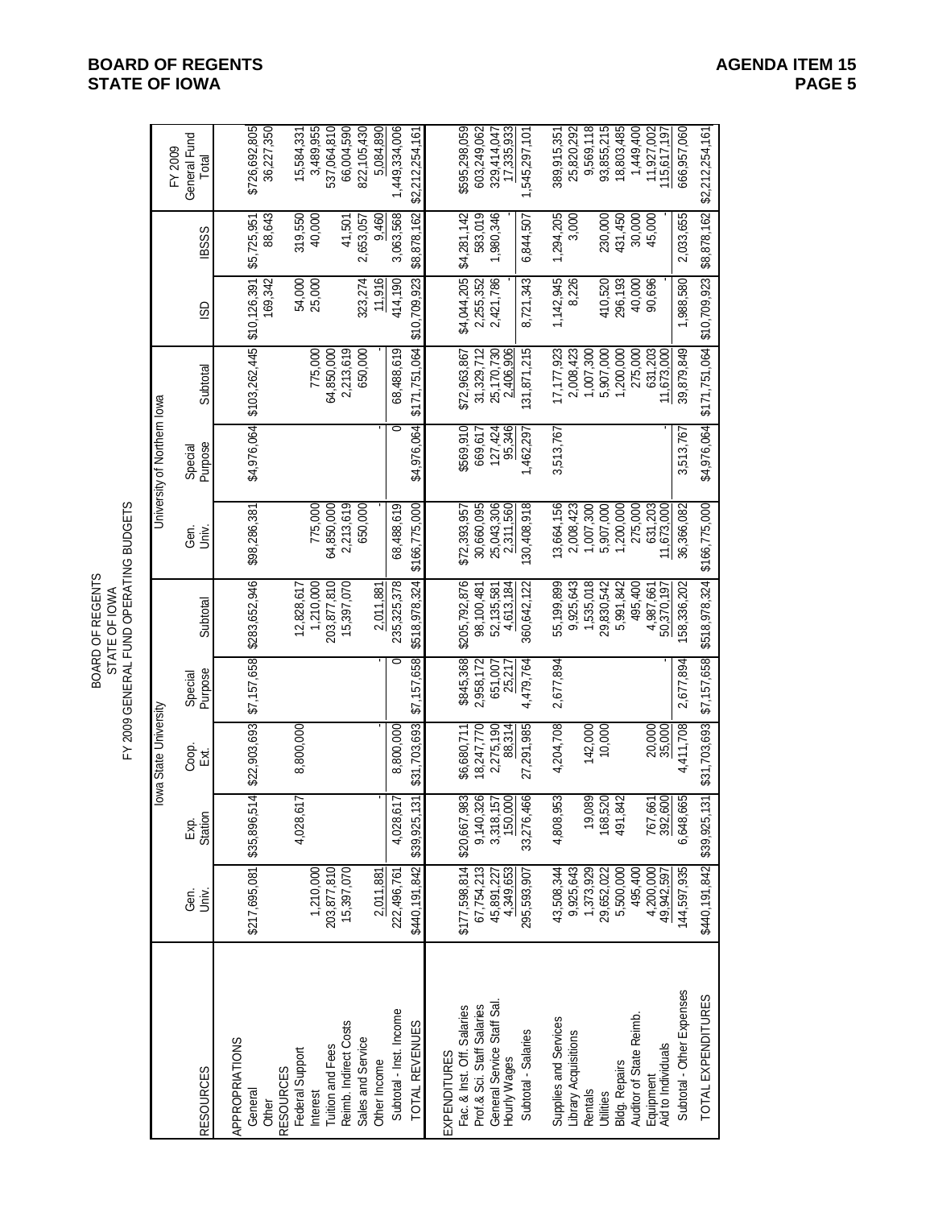# BOARD OF REGENTS
# STATE OF IOWA
## FY 2009 GENERAL FUND OPERATING BUDGETS

| RESOURCES | Iowa State University Gen. Univ. | Exp. Station | Coop. Ext. | Special Purpose | Subtotal | University of Northern Iowa Gen. Univ. | Special Purpose | Subtotal | ISD | IBSSS | FY 2009 General Fund Total |
|---|---|---|---|---|---|---|---|---|---|---|---|
| APPROPRIATIONS | | | | | | | | | | | |
| General | $217,695,081 | $35,896,514 | $22,903,693 | $7,157,658 | $283,652,946 | $98,286,381 | $4,976,064 | $103,262,445 | $10,126,391 | $5,725,951 | $726,692,805 |
| Other | | | | | | | | | 169,342 | 88,643 | 36,227,350 |
| RESOURCES | | | | | | | | | | | |
| Federal Support | | 4,028,617 | 8,800,000 | | 12,828,617 | | | | 54,000 | 319,550 | 15,584,331 |
| Interest | 1,210,000 | | | | 1,210,000 | 775,000 | | 775,000 | 25,000 | 40,000 | 3,489,955 |
| Tuition and Fees | 203,877,810 | | | | 203,877,810 | 64,850,000 | | 64,850,000 | | | 537,064,810 |
| Reimb. Indirect Costs | 15,397,070 | | | | 15,397,070 | 2,213,619 | | 2,213,619 | | 41,501 | 66,004,590 |
| Sales and Service | | | | | | 650,000 | | 650,000 | 323,274 | 2,653,057 | 822,105,430 |
| Other Income | 2,011,881 | - | - | - | 2,011,881 | | - | | 11,916 | 9,460 | 5,084,890 |
| Subtotal - Inst. Income | 222,496,761 | 4,028,617 | 8,800,000 | 0 | 235,325,378 | 68,488,619 | 0 | 68,488,619 | 414,190 | 3,063,568 | 1,449,334,006 |
| TOTAL REVENUES | $440,191,842 | $39,925,131 | $31,703,693 | $7,157,658 | $518,978,324 | $166,775,000 | $4,976,064 | $171,751,064 | $10,709,923 | $8,878,162 | $2,212,254,161 |
| EXPENDITURES | | | | | | | | | | | |
| Fac. & Inst. Off. Salaries | $177,598,814 | $20,667,983 | $6,680,711 | $845,368 | $205,792,876 | $72,393,957 | $569,910 | $72,963,867 | $4,044,205 | $4,281,142 | $595,298,059 |
| Prof.& Sci. Staff Salaries | 67,754,213 | 9,140,326 | 18,247,770 | 2,958,172 | 98,100,481 | 30,660,095 | 669,617 | 31,329,712 | 2,255,352 | 583,019 | 603,249,062 |
| General Service Staff Sal. | 45,891,227 | 3,318,157 | 2,275,190 | 651,007 | 52,135,581 | 25,043,306 | 127,424 | 25,170,730 | 2,421,786 | 1,980,346 | 329,414,047 |
| Hourly Wages | 4,349,653 | 150,000 | 88,314 | 25,217 | 4,613,184 | 2,311,560 | 95,346 | 2,406,906 | - | - | 17,335,933 |
| Subtotal - Salaries | 295,593,907 | 33,276,466 | 27,291,985 | 4,479,764 | 360,642,122 | 130,408,918 | 1,462,297 | 131,871,215 | 8,721,343 | 6,844,507 | 1,545,297,101 |
| Supplies and Services | 43,508,344 | 4,808,953 | 4,204,708 | 2,677,894 | 55,199,899 | 13,664,156 | 3,513,767 | 17,177,923 | 1,142,945 | 1,294,205 | 389,915,351 |
| Library Acquisitions | 9,925,643 | | | | 9,925,643 | 2,008,423 | | 2,008,423 | 8,226 | 3,000 | 25,820,292 |
| Rentals | 1,373,929 | 19,089 | 142,000 | | 1,535,018 | 1,007,300 | | 1,007,300 | | | 9,569,118 |
| Utilities | 29,652,022 | 168,520 | 10,000 | | 29,830,542 | 5,907,000 | | 5,907,000 | 410,520 | 230,000 | 93,855,215 |
| Bldg. Repairs | 5,500,000 | 491,842 | | | 5,991,842 | 1,200,000 | | 1,200,000 | 296,193 | 431,450 | 18,803,485 |
| Auditor of State Reimb. | 495,400 | | | | 495,400 | 275,000 | | 275,000 | 40,000 | 30,000 | 1,449,400 |
| Equipment | 4,200,000 | 767,661 | 20,000 | | 4,987,661 | 631,203 | | 631,203 | 90,696 | 45,000 | 11,927,002 |
| Aid to Individuals | 49,942,597 | 392,600 | 35,000 | - | 50,370,197 | 11,673,000 | - | 11,673,000 | - | - | 115,617,197 |
| Subtotal - Other Expenses | 144,597,935 | 6,648,665 | 4,411,708 | 2,677,894 | 158,336,202 | 36,366,082 | 3,513,767 | 39,879,849 | 1,988,580 | 2,033,655 | 666,957,060 |
| TOTAL EXPENDITURES | $440,191,842 | $39,925,131 | $31,703,693 | $7,157,658 | $518,978,324 | $166,775,000 | $4,976,064 | $171,751,064 | $10,709,923 | $8,878,162 | $2,212,254,161 |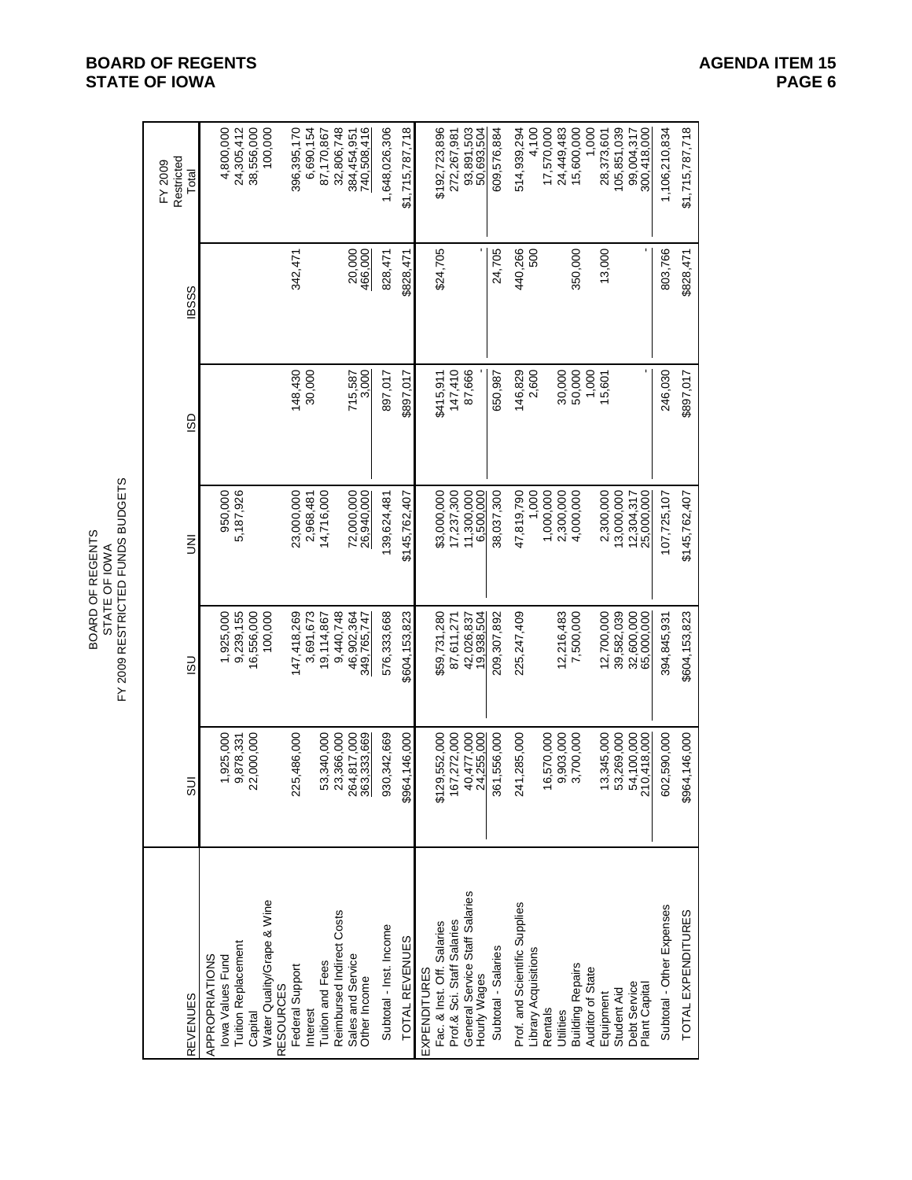BOARD OF REGENTS
STATE OF IOWA
FY 2009 RESTRICTED FUNDS BUDGETS

| REVENUES | SUI | ISU | UNI | ISD | IBSSS | FY 2009 Restricted Total |
|---|---|---|---|---|---|---|
| APPROPRIATIONS | | | | | | |
| Iowa Values Fund | 1,925,000 | 1,925,000 | 950,000 | | | 4,800,000 |
| Tuition Replacement | 9,878,331 | 9,239,155 | 5,187,926 | | | 24,305,412 |
| Capital | 22,000,000 | 16,556,000 | | | | 38,556,000 |
| Water Quality/Grape & Wine | | 100,000 | | | | 100,000 |
| RESOURCES | | | | | | |
| Federal Support | 225,486,000 | 147,418,269 | 23,000,000 | 148,430 | 342,471 | 396,395,170 |
| Interest | | 3,691,673 | 2,968,481 | 30,000 | | 6,690,154 |
| Tuition and Fees | 53,340,000 | 19,114,867 | 14,716,000 | | | 87,170,867 |
| Reimbursed Indirect Costs | 23,366,000 | 9,440,748 | | | | 32,806,748 |
| Sales and Service | 264,817,000 | 46,902,364 | 72,000,000 | 715,587 | 20,000 | 384,454,951 |
| Other Income | 363,333,669 | 349,765,747 | 26,940,000 | 3,000 | 466,000 | 740,508,416 |
| Subtotal - Inst. Income | 930,342,669 | 576,333,668 | 139,624,481 | 897,017 | 828,471 | 1,648,026,306 |
| TOTAL REVENUES | $964,146,000 | $604,153,823 | $145,762,407 | $897,017 | $828,471 | $1,715,787,718 |
| EXPENDITURES | | | | | | |
| Fac. & Inst. Off. Salaries | $129,552,000 | $59,731,280 | $3,000,000 | $415,911 | $24,705 | $192,723,896 |
| Prof.& Sci. Staff Salaries | 167,272,000 | 87,611,271 | 17,237,300 | 147,410 | | 272,267,981 |
| General Service Staff Salaries | 40,477,000 | 42,026,837 | 11,300,000 | 87,666 | | 93,891,503 |
| Hourly Wages | 24,255,000 | 19,938,504 | 6,500,000 | - | - | 50,693,504 |
| Subtotal - Salaries | 361,556,000 | 209,307,892 | 38,037,300 | 650,987 | 24,705 | 609,576,884 |
| Prof. and Scientific Supplies | 241,285,000 | 225,247,409 | 47,819,790 | 146,829 | 440,266 | 514,939,294 |
| Library Acquisitions | | | 1,000 | 2,600 | 500 | 4,100 |
| Rentals | 16,570,000 | | 1,000,000 | | | 17,570,000 |
| Utilities | 9,903,000 | 12,216,483 | 2,300,000 | 30,000 | | 24,449,483 |
| Building Repairs | 3,700,000 | 7,500,000 | 4,000,000 | 50,000 | 350,000 | 15,600,000 |
| Auditor of State | | | | 1,000 | | 1,000 |
| Equipment | 13,345,000 | 12,700,000 | 2,300,000 | 15,601 | 13,000 | 28,373,601 |
| Student Aid | 53,269,000 | 39,582,039 | 13,000,000 | | | 105,851,039 |
| Debt Service | 54,100,000 | 32,600,000 | 12,304,317 | | | 99,004,317 |
| Plant Capital | 210,418,000 | 65,000,000 | 25,000,000 | - | - | 300,418,000 |
| Subtotal - Other Expenses | 602,590,000 | 394,845,931 | 107,725,107 | 246,030 | 803,766 | 1,106,210,834 |
| TOTAL EXPENDITURES | $964,146,000 | $604,153,823 | $145,762,407 | $897,017 | $828,471 | $1,715,787,718 |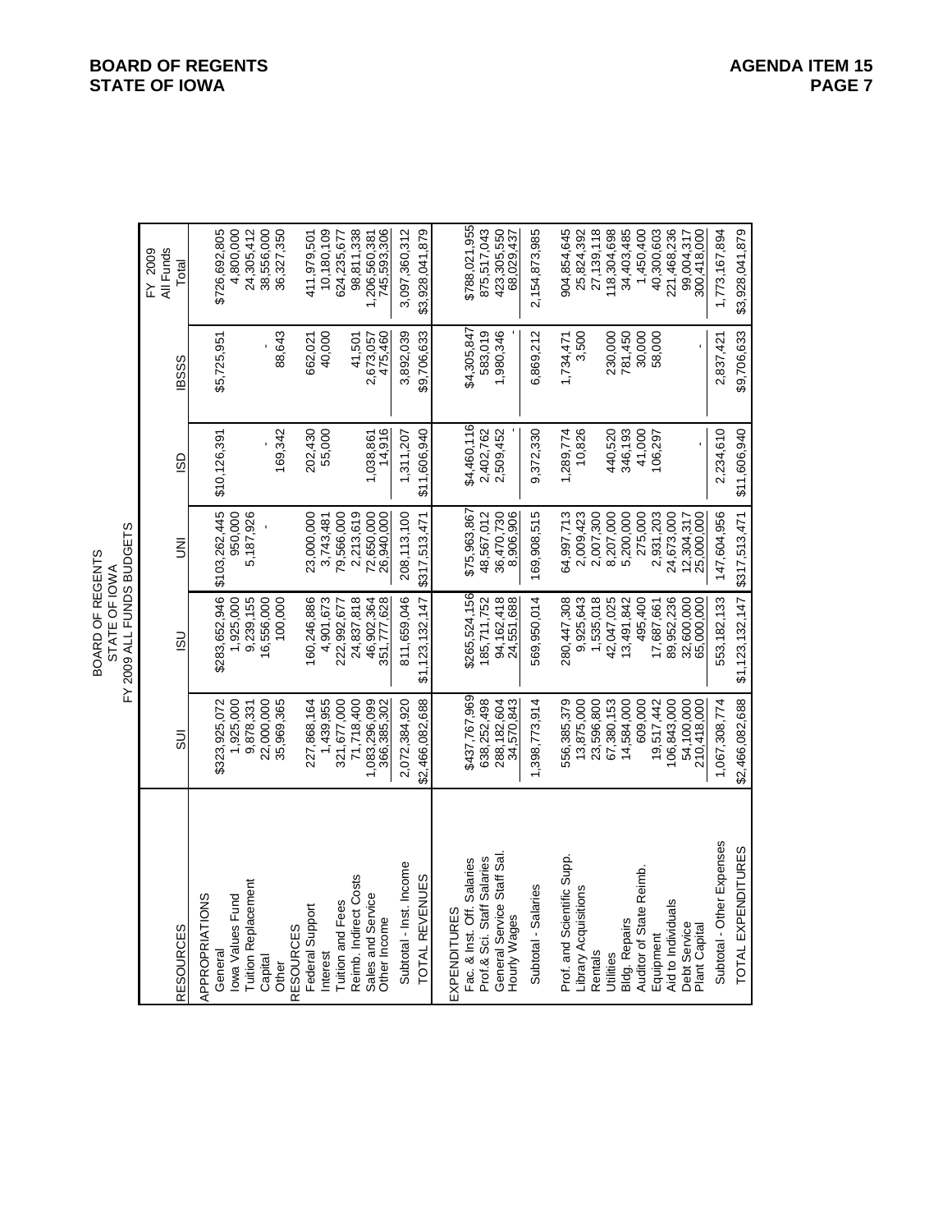**BOARD OF REGENTS**
**STATE OF IOWA**

**AGENDA ITEM 15**

BOARD OF REGENTS
STATE OF IOWA
FY 2009 ALL FUNDS BUDGETS

| RESOURCES | SUI | ISU | UNI | ISD | IBSSS | FY 2009 All Funds Total |
|---|---|---|---|---|---|---|
| APPROPRIATIONS | | | | | | |
| General | $323,925,072 | $283,652,946 | $103,262,445 | $10,126,391 | $5,725,951 | $726,692,805 |
| Iowa Values Fund | 1,925,000 | 1,925,000 | 950,000 | | | 4,800,000 |
| Tuition Replacement | 9,878,331 | 9,239,155 | 5,187,926 | | | 24,305,412 |
| Capital | 22,000,000 | 16,556,000 | - | - | - | 38,556,000 |
| Other | 35,969,365 | 100,000 | | 169,342 | 88,643 | 36,327,350 |
| RESOURCES | | | | | | |
| Federal Support | 227,868,164 | 160,246,886 | 23,000,000 | 202,430 | 662,021 | 411,979,501 |
| Interest | 1,439,955 | 4,901,673 | 3,743,481 | 55,000 | 40,000 | 10,180,109 |
| Tuition and Fees | 321,677,000 | 222,992,677 | 79,566,000 | | | 624,235,677 |
| Reimb. Indirect Costs | 71,718,400 | 24,837,818 | 2,213,619 | | 41,501 | 98,811,338 |
| Sales and Service | 1,083,296,099 | 46,902,364 | 72,650,000 | 1,038,861 | 2,673,057 | 1,206,560,381 |
| Other Income | 366,385,302 | 351,777,628 | 26,940,000 | 14,916 | 475,460 | 745,593,306 |
| Subtotal - Inst. Income | 2,072,384,920 | 811,659,046 | 208,113,100 | 1,311,207 | 3,892,039 | 3,097,360,312 |
| TOTAL REVENUES | $2,466,082,688 | $1,123,132,147 | $317,513,471 | $11,606,940 | $9,706,633 | $3,928,041,879 |
| EXPENDITURES | | | | | | |
| Fac. & Inst. Off. Salaries | $437,767,969 | $265,524,156 | $75,963,867 | $4,460,116 | $4,305,847 | $788,021,955 |
| Prof.& Sci. Staff Salaries | 638,252,498 | 185,711,752 | 48,567,012 | 2,402,762 | 583,019 | 875,517,043 |
| General Service Staff Sal. | 288,182,604 | 94,162,418 | 36,470,730 | 2,509,452 | 1,980,346 | 423,305,550 |
| Hourly Wages | 34,570,843 | 24,551,688 | 8,906,906 | - | - | 68,029,437 |
| Subtotal - Salaries | 1,398,773,914 | 569,950,014 | 169,908,515 | 9,372,330 | 6,869,212 | 2,154,873,985 |
| Prof. and Scientific Supp. | 556,385,379 | 280,447,308 | 64,997,713 | 1,289,774 | 1,734,471 | 904,854,645 |
| Library Acquisitions | 13,875,000 | 9,925,643 | 2,009,423 | 10,826 | 3,500 | 25,824,392 |
| Rentals | 23,596,800 | 1,535,018 | 2,007,300 | | | 27,139,118 |
| Utilities | 67,380,153 | 42,047,025 | 8,207,000 | 440,520 | 230,000 | 118,304,698 |
| Bldg. Repairs | 14,584,000 | 13,491,842 | 5,200,000 | 346,193 | 781,450 | 34,403,485 |
| Auditor of State Reimb. | 609,000 | 495,400 | 275,000 | 41,000 | 30,000 | 1,450,400 |
| Equipment | 19,517,442 | 17,687,661 | 2,931,203 | 106,297 | 58,000 | 40,300,603 |
| Aid to Individuals | 106,843,000 | 89,952,236 | 24,673,000 | | | 221,468,236 |
| Debt Service | 54,100,000 | 32,600,000 | 12,304,317 | | | 99,004,317 |
| Plant Capital | 210,418,000 | 65,000,000 | 25,000,000 | - | - | 300,418,000 |
| Subtotal - Other Expenses | 1,067,308,774 | 553,182,133 | 147,604,956 | 2,234,610 | 2,837,421 | 1,773,167,894 |
| TOTAL EXPENDITURES | $2,466,082,688 | $1,123,132,147 | $317,513,471 | $11,606,940 | $9,706,633 | $3,928,041,879 |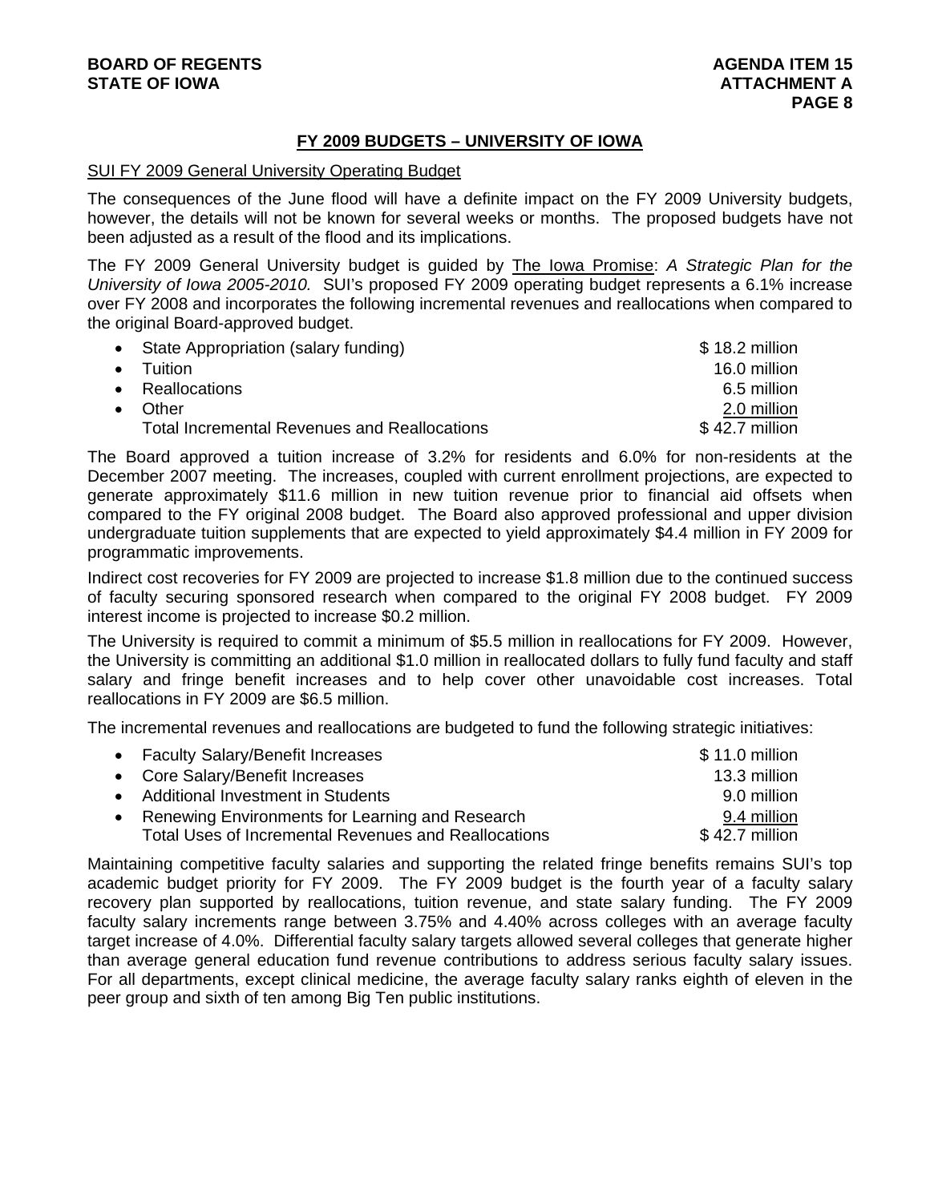## FY 2009 BUDGETS – UNIVERSITY OF IOWA

SUI FY 2009 General University Operating Budget

The consequences of the June flood will have a definite impact on the FY 2009 University budgets, however, the details will not be known for several weeks or months. The proposed budgets have not been adjusted as a result of the flood and its implications.

The FY 2009 General University budget is guided by The Iowa Promise: *A Strategic Plan for the University of Iowa 2005-2010.* SUI's proposed FY 2009 operating budget represents a 6.1% increase over FY 2008 and incorporates the following incremental revenues and reallocations when compared to the original Board-approved budget.

| | |
|---|---|
| • State Appropriation (salary funding) | $ 18.2 million |
| • Tuition | 16.0 million |
| • Reallocations | 6.5 million |
| • Other | 2.0 million |
| Total Incremental Revenues and Reallocations | $ 42.7 million |

The Board approved a tuition increase of 3.2% for residents and 6.0% for non-residents at the December 2007 meeting. The increases, coupled with current enrollment projections, are expected to generate approximately $11.6 million in new tuition revenue prior to financial aid offsets when compared to the FY original 2008 budget. The Board also approved professional and upper division undergraduate tuition supplements that are expected to yield approximately $4.4 million in FY 2009 for programmatic improvements.

Indirect cost recoveries for FY 2009 are projected to increase $1.8 million due to the continued success of faculty securing sponsored research when compared to the original FY 2008 budget. FY 2009 interest income is projected to increase $0.2 million.

The University is required to commit a minimum of $5.5 million in reallocations for FY 2009. However, the University is committing an additional $1.0 million in reallocated dollars to fully fund faculty and staff salary and fringe benefit increases and to help cover other unavoidable cost increases. Total reallocations in FY 2009 are $6.5 million.

The incremental revenues and reallocations are budgeted to fund the following strategic initiatives:

| | |
|---|---|
| • Faculty Salary/Benefit Increases | $ 11.0 million |
| • Core Salary/Benefit Increases | 13.3 million |
| • Additional Investment in Students | 9.0 million |
| • Renewing Environments for Learning and Research | 9.4 million |
| Total Uses of Incremental Revenues and Reallocations | $ 42.7 million |

Maintaining competitive faculty salaries and supporting the related fringe benefits remains SUI's top academic budget priority for FY 2009. The FY 2009 budget is the fourth year of a faculty salary recovery plan supported by reallocations, tuition revenue, and state salary funding. The FY 2009 faculty salary increments range between 3.75% and 4.40% across colleges with an average faculty target increase of 4.0%. Differential faculty salary targets allowed several colleges that generate higher than average general education fund revenue contributions to address serious faculty salary issues. For all departments, except clinical medicine, the average faculty salary ranks eighth of eleven in the peer group and sixth of ten among Big Ten public institutions.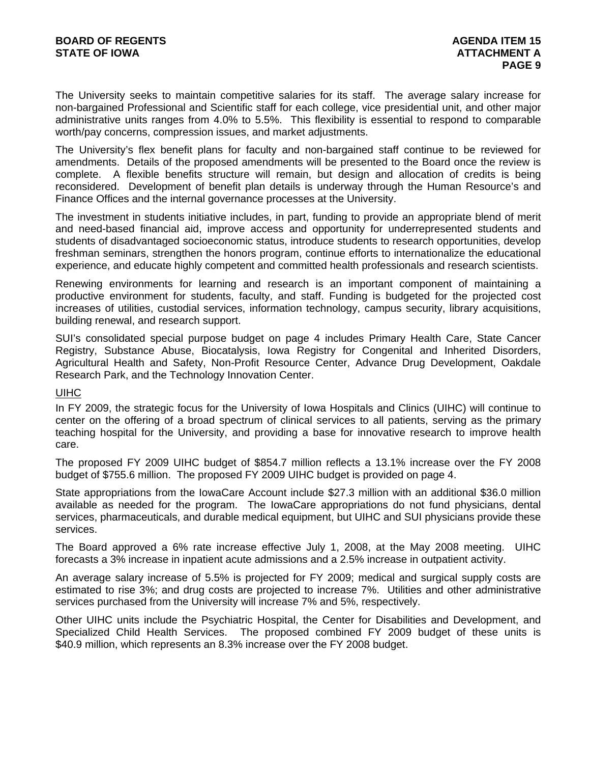The University seeks to maintain competitive salaries for its staff. The average salary increase for non-bargained Professional and Scientific staff for each college, vice presidential unit, and other major administrative units ranges from 4.0% to 5.5%. This flexibility is essential to respond to comparable worth/pay concerns, compression issues, and market adjustments.

The University's flex benefit plans for faculty and non-bargained staff continue to be reviewed for amendments. Details of the proposed amendments will be presented to the Board once the review is complete. A flexible benefits structure will remain, but design and allocation of credits is being reconsidered. Development of benefit plan details is underway through the Human Resource's and Finance Offices and the internal governance processes at the University.

The investment in students initiative includes, in part, funding to provide an appropriate blend of merit and need-based financial aid, improve access and opportunity for underrepresented students and students of disadvantaged socioeconomic status, introduce students to research opportunities, develop freshman seminars, strengthen the honors program, continue efforts to internationalize the educational experience, and educate highly competent and committed health professionals and research scientists.

Renewing environments for learning and research is an important component of maintaining a productive environment for students, faculty, and staff. Funding is budgeted for the projected cost increases of utilities, custodial services, information technology, campus security, library acquisitions, building renewal, and research support.

SUI's consolidated special purpose budget on page 4 includes Primary Health Care, State Cancer Registry, Substance Abuse, Biocatalysis, Iowa Registry for Congenital and Inherited Disorders, Agricultural Health and Safety, Non-Profit Resource Center, Advance Drug Development, Oakdale Research Park, and the Technology Innovation Center.

<u>UIHC</u>

In FY 2009, the strategic focus for the University of Iowa Hospitals and Clinics (UIHC) will continue to center on the offering of a broad spectrum of clinical services to all patients, serving as the primary teaching hospital for the University, and providing a base for innovative research to improve health care.

The proposed FY 2009 UIHC budget of $854.7 million reflects a 13.1% increase over the FY 2008 budget of $755.6 million. The proposed FY 2009 UIHC budget is provided on page 4.

State appropriations from the IowaCare Account include $27.3 million with an additional $36.0 million available as needed for the program. The IowaCare appropriations do not fund physicians, dental services, pharmaceuticals, and durable medical equipment, but UIHC and SUI physicians provide these services.

The Board approved a 6% rate increase effective July 1, 2008, at the May 2008 meeting. UIHC forecasts a 3% increase in inpatient acute admissions and a 2.5% increase in outpatient activity.

An average salary increase of 5.5% is projected for FY 2009; medical and surgical supply costs are estimated to rise 3%; and drug costs are projected to increase 7%. Utilities and other administrative services purchased from the University will increase 7% and 5%, respectively.

Other UIHC units include the Psychiatric Hospital, the Center for Disabilities and Development, and Specialized Child Health Services. The proposed combined FY 2009 budget of these units is $40.9 million, which represents an 8.3% increase over the FY 2008 budget.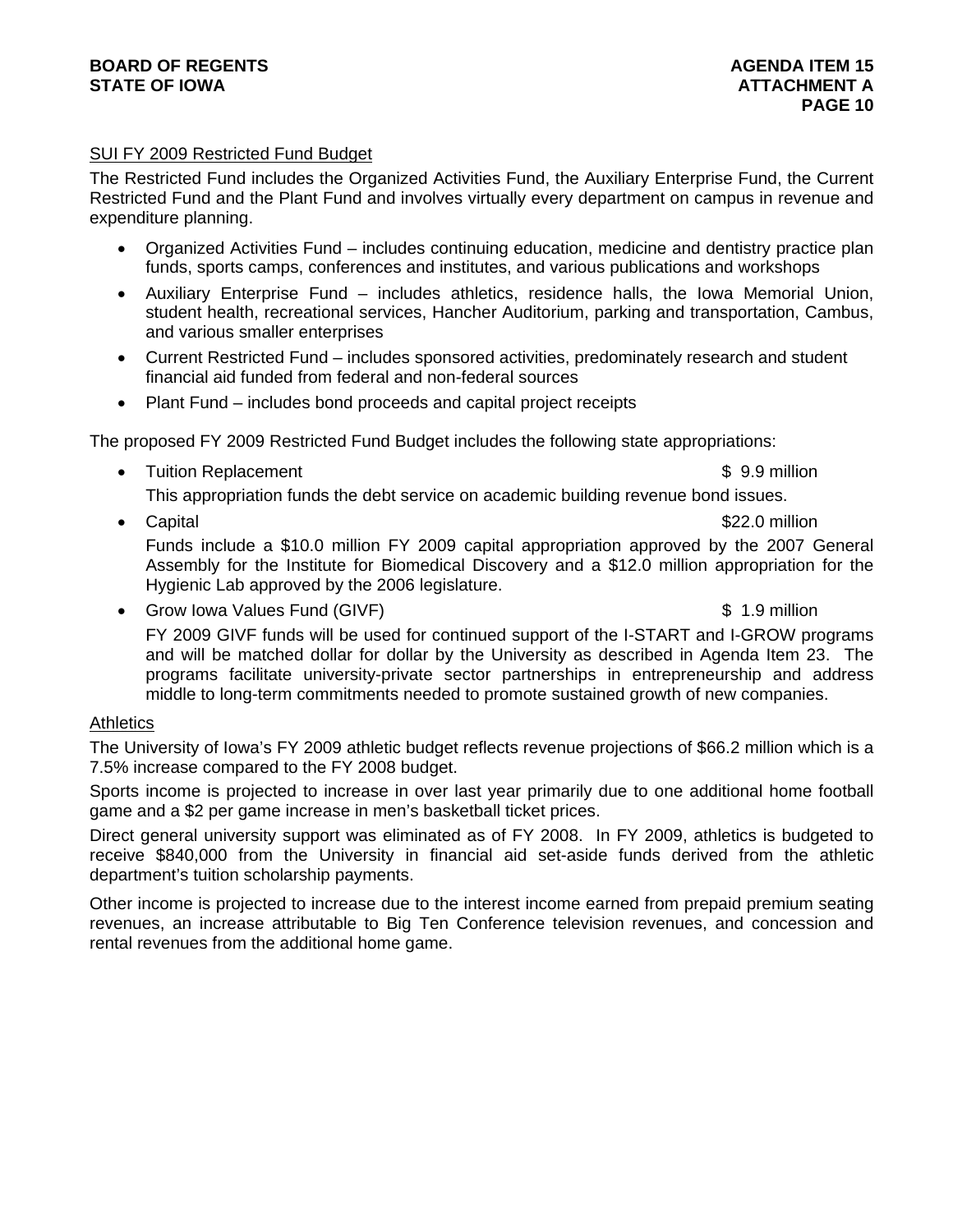## SUI FY 2009 Restricted Fund Budget

The Restricted Fund includes the Organized Activities Fund, the Auxiliary Enterprise Fund, the Current Restricted Fund and the Plant Fund and involves virtually every department on campus in revenue and expenditure planning.

- Organized Activities Fund – includes continuing education, medicine and dentistry practice plan funds, sports camps, conferences and institutes, and various publications and workshops
- Auxiliary Enterprise Fund – includes athletics, residence halls, the Iowa Memorial Union, student health, recreational services, Hancher Auditorium, parking and transportation, Cambus, and various smaller enterprises
- Current Restricted Fund – includes sponsored activities, predominately research and student financial aid funded from federal and non-federal sources
- Plant Fund – includes bond proceeds and capital project receipts

The proposed FY 2009 Restricted Fund Budget includes the following state appropriations:

- Tuition Replacement — $ 9.9 million

  This appropriation funds the debt service on academic building revenue bond issues.

- Capital — $22.0 million

  Funds include a $10.0 million FY 2009 capital appropriation approved by the 2007 General Assembly for the Institute for Biomedical Discovery and a $12.0 million appropriation for the Hygienic Lab approved by the 2006 legislature.

- Grow Iowa Values Fund (GIVF) — $ 1.9 million

  FY 2009 GIVF funds will be used for continued support of the I-START and I-GROW programs and will be matched dollar for dollar by the University as described in Agenda Item 23. The programs facilitate university-private sector partnerships in entrepreneurship and address middle to long-term commitments needed to promote sustained growth of new companies.

## Athletics

The University of Iowa's FY 2009 athletic budget reflects revenue projections of $66.2 million which is a 7.5% increase compared to the FY 2008 budget.

Sports income is projected to increase in over last year primarily due to one additional home football game and a $2 per game increase in men's basketball ticket prices.

Direct general university support was eliminated as of FY 2008. In FY 2009, athletics is budgeted to receive $840,000 from the University in financial aid set-aside funds derived from the athletic department's tuition scholarship payments.

Other income is projected to increase due to the interest income earned from prepaid premium seating revenues, an increase attributable to Big Ten Conference television revenues, and concession and rental revenues from the additional home game.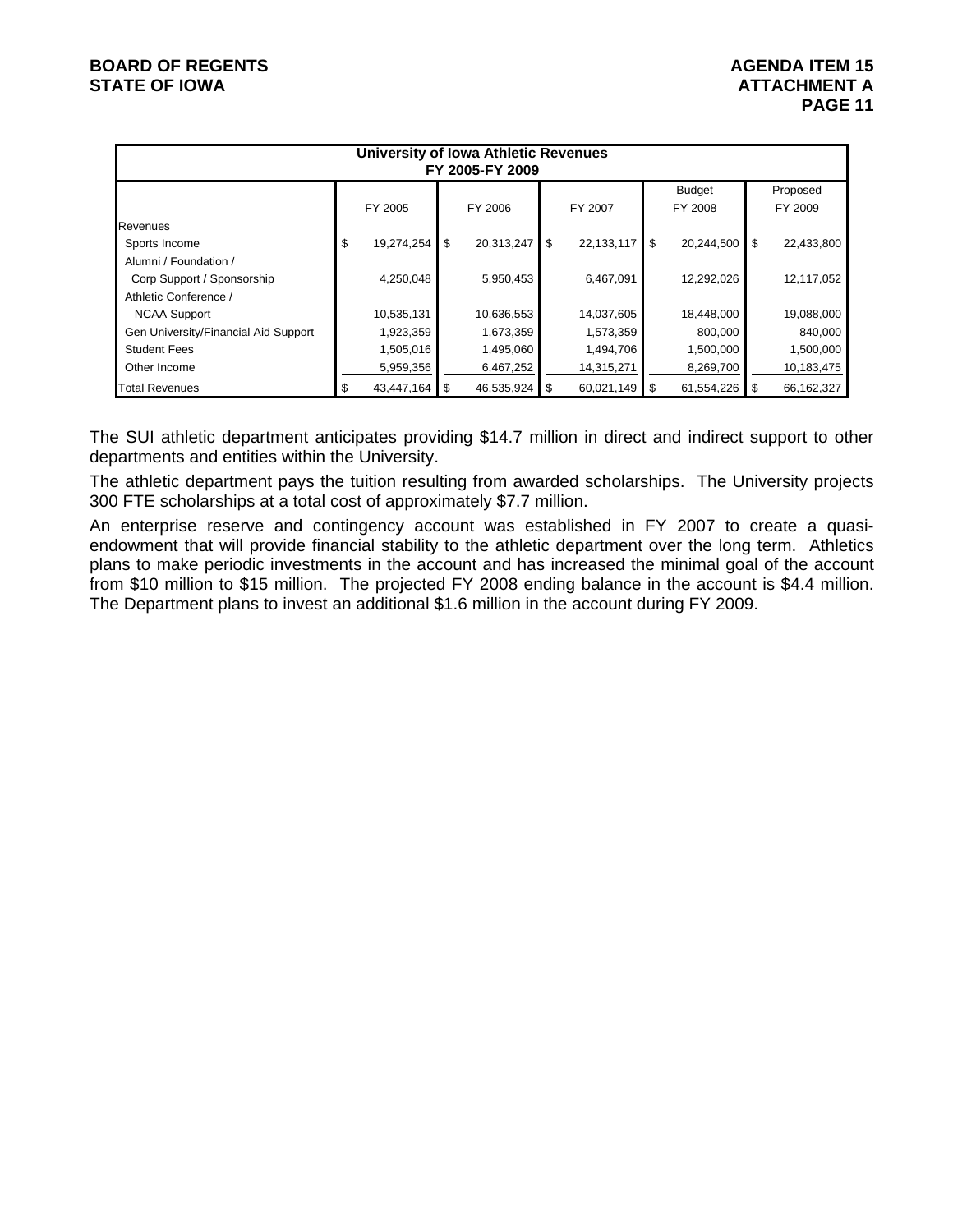| University of Iowa Athletic Revenues FY 2005-FY 2009 | | | | | |
|---|---|---|---|---|---|
| | FY 2005 | FY 2006 | FY 2007 | Budget FY 2008 | Proposed FY 2009 |
| Revenues | | | | | |
| Sports Income | $ 19,274,254 | $ 20,313,247 | $ 22,133,117 | $ 20,244,500 | $ 22,433,800 |
| Alumni / Foundation / | | | | | |
| Corp Support / Sponsorship | 4,250,048 | 5,950,453 | 6,467,091 | 12,292,026 | 12,117,052 |
| Athletic Conference / | | | | | |
| NCAA Support | 10,535,131 | 10,636,553 | 14,037,605 | 18,448,000 | 19,088,000 |
| Gen University/Financial Aid Support | 1,923,359 | 1,673,359 | 1,573,359 | 800,000 | 840,000 |
| Student Fees | 1,505,016 | 1,495,060 | 1,494,706 | 1,500,000 | 1,500,000 |
| Other Income | 5,959,356 | 6,467,252 | 14,315,271 | 8,269,700 | 10,183,475 |
| Total Revenues | $ 43,447,164 | $ 46,535,924 | $ 60,021,149 | $ 61,554,226 | $ 66,162,327 |

The SUI athletic department anticipates providing $14.7 million in direct and indirect support to other departments and entities within the University.

The athletic department pays the tuition resulting from awarded scholarships. The University projects 300 FTE scholarships at a total cost of approximately $7.7 million.

An enterprise reserve and contingency account was established in FY 2007 to create a quasi-endowment that will provide financial stability to the athletic department over the long term. Athletics plans to make periodic investments in the account and has increased the minimal goal of the account from $10 million to $15 million. The projected FY 2008 ending balance in the account is $4.4 million. The Department plans to invest an additional $1.6 million in the account during FY 2009.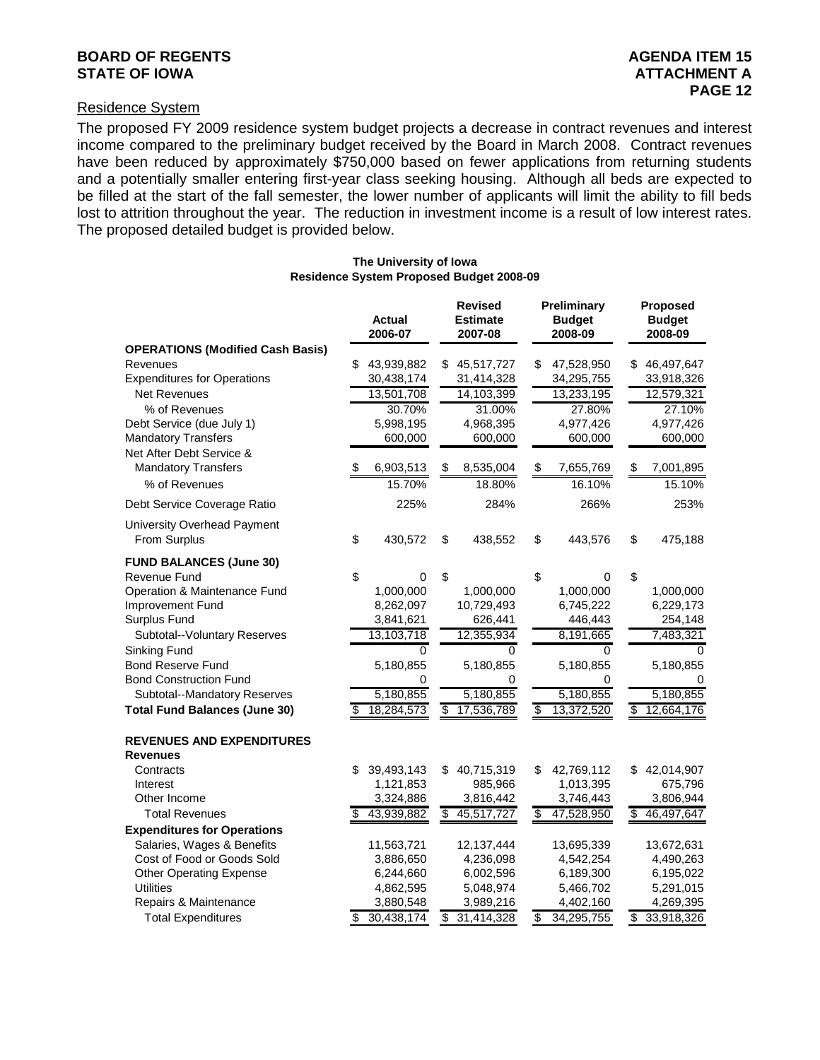## Residence System

The proposed FY 2009 residence system budget projects a decrease in contract revenues and interest income compared to the preliminary budget received by the Board in March 2008. Contract revenues have been reduced by approximately $750,000 based on fewer applications from returning students and a potentially smaller entering first-year class seeking housing. Although all beds are expected to be filled at the start of the fall semester, the lower number of applicants will limit the ability to fill beds lost to attrition throughout the year. The reduction in investment income is a result of low interest rates. The proposed detailed budget is provided below.

**The University of Iowa**
**Residence System Proposed Budget 2008-09**

| | Actual 2006-07 | Revised Estimate 2007-08 | Preliminary Budget 2008-09 | Proposed Budget 2008-09 |
|---|---|---|---|---|
| **OPERATIONS (Modified Cash Basis)** | | | | |
| Revenues | $ 43,939,882 | $ 45,517,727 | $ 47,528,950 | $ 46,497,647 |
| Expenditures for Operations | 30,438,174 | 31,414,328 | 34,295,755 | 33,918,326 |
| Net Revenues | 13,501,708 | 14,103,399 | 13,233,195 | 12,579,321 |
| % of Revenues | 30.70% | 31.00% | 27.80% | 27.10% |
| Debt Service (due July 1) | 5,998,195 | 4,968,395 | 4,977,426 | 4,977,426 |
| Mandatory Transfers | 600,000 | 600,000 | 600,000 | 600,000 |
| Net After Debt Service & Mandatory Transfers | $ 6,903,513 | $ 8,535,004 | $ 7,655,769 | $ 7,001,895 |
| % of Revenues | 15.70% | 18.80% | 16.10% | 15.10% |
| Debt Service Coverage Ratio | 225% | 284% | 266% | 253% |
| University Overhead Payment From Surplus | $ 430,572 | $ 438,552 | $ 443,576 | $ 475,188 |
| **FUND BALANCES (June 30)** | | | | |
| Revenue Fund | $ 0 | $ | $ 0 | $ |
| Operation & Maintenance Fund | 1,000,000 | 1,000,000 | 1,000,000 | 1,000,000 |
| Improvement Fund | 8,262,097 | 10,729,493 | 6,745,222 | 6,229,173 |
| Surplus Fund | 3,841,621 | 626,441 | 446,443 | 254,148 |
| Subtotal--Voluntary Reserves | 13,103,718 | 12,355,934 | 8,191,665 | 7,483,321 |
| Sinking Fund | 0 | 0 | 0 | 0 |
| Bond Reserve Fund | 5,180,855 | 5,180,855 | 5,180,855 | 5,180,855 |
| Bond Construction Fund | 0 | 0 | 0 | 0 |
| Subtotal--Mandatory Reserves | 5,180,855 | 5,180,855 | 5,180,855 | 5,180,855 |
| **Total Fund Balances (June 30)** | $ 18,284,573 | $ 17,536,789 | $ 13,372,520 | $ 12,664,176 |
| **REVENUES AND EXPENDITURES** | | | | |
| **Revenues** | | | | |
| Contracts | $ 39,493,143 | $ 40,715,319 | $ 42,769,112 | $ 42,014,907 |
| Interest | 1,121,853 | 985,966 | 1,013,395 | 675,796 |
| Other Income | 3,324,886 | 3,816,442 | 3,746,443 | 3,806,944 |
| Total Revenues | $ 43,939,882 | $ 45,517,727 | $ 47,528,950 | $ 46,497,647 |
| **Expenditures for Operations** | | | | |
| Salaries, Wages & Benefits | 11,563,721 | 12,137,444 | 13,695,339 | 13,672,631 |
| Cost of Food or Goods Sold | 3,886,650 | 4,236,098 | 4,542,254 | 4,490,263 |
| Other Operating Expense | 6,244,660 | 6,002,596 | 6,189,300 | 6,195,022 |
| Utilities | 4,862,595 | 5,048,974 | 5,466,702 | 5,291,015 |
| Repairs & Maintenance | 3,880,548 | 3,989,216 | 4,402,160 | 4,269,395 |
| Total Expenditures | $ 30,438,174 | $ 31,414,328 | $ 34,295,755 | $ 33,918,326 |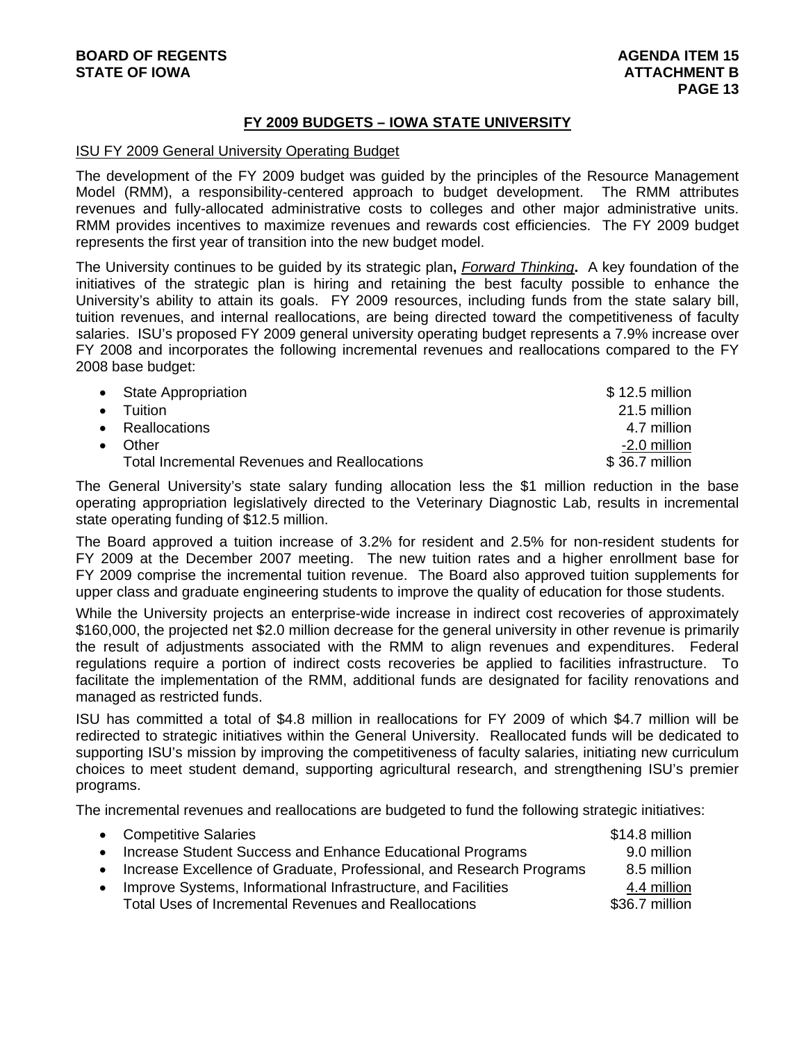## FY 2009 BUDGETS – IOWA STATE UNIVERSITY

### ISU FY 2009 General University Operating Budget

The development of the FY 2009 budget was guided by the principles of the Resource Management Model (RMM), a responsibility-centered approach to budget development. The RMM attributes revenues and fully-allocated administrative costs to colleges and other major administrative units. RMM provides incentives to maximize revenues and rewards cost efficiencies. The FY 2009 budget represents the first year of transition into the new budget model.

The University continues to be guided by its strategic plan, ***Forward Thinking***. A key foundation of the initiatives of the strategic plan is hiring and retaining the best faculty possible to enhance the University's ability to attain its goals. FY 2009 resources, including funds from the state salary bill, tuition revenues, and internal reallocations, are being directed toward the competitiveness of faculty salaries. ISU's proposed FY 2009 general university operating budget represents a 7.9% increase over FY 2008 and incorporates the following incremental revenues and reallocations compared to the FY 2008 base budget:

| | |
|---|---|
| • State Appropriation | $ 12.5 million |
| • Tuition | 21.5 million |
| • Reallocations | 4.7 million |
| • Other | -2.0 million |
| Total Incremental Revenues and Reallocations | $ 36.7 million |

The General University's state salary funding allocation less the $1 million reduction in the base operating appropriation legislatively directed to the Veterinary Diagnostic Lab, results in incremental state operating funding of $12.5 million.

The Board approved a tuition increase of 3.2% for resident and 2.5% for non-resident students for FY 2009 at the December 2007 meeting. The new tuition rates and a higher enrollment base for FY 2009 comprise the incremental tuition revenue. The Board also approved tuition supplements for upper class and graduate engineering students to improve the quality of education for those students.

While the University projects an enterprise-wide increase in indirect cost recoveries of approximately $160,000, the projected net $2.0 million decrease for the general university in other revenue is primarily the result of adjustments associated with the RMM to align revenues and expenditures. Federal regulations require a portion of indirect costs recoveries be applied to facilities infrastructure. To facilitate the implementation of the RMM, additional funds are designated for facility renovations and managed as restricted funds.

ISU has committed a total of $4.8 million in reallocations for FY 2009 of which $4.7 million will be redirected to strategic initiatives within the General University. Reallocated funds will be dedicated to supporting ISU's mission by improving the competitiveness of faculty salaries, initiating new curriculum choices to meet student demand, supporting agricultural research, and strengthening ISU's premier programs.

The incremental revenues and reallocations are budgeted to fund the following strategic initiatives:

| | |
|---|---|
| • Competitive Salaries | $14.8 million |
| • Increase Student Success and Enhance Educational Programs | 9.0 million |
| • Increase Excellence of Graduate, Professional, and Research Programs | 8.5 million |
| • Improve Systems, Informational Infrastructure, and Facilities | 4.4 million |
| Total Uses of Incremental Revenues and Reallocations | $36.7 million |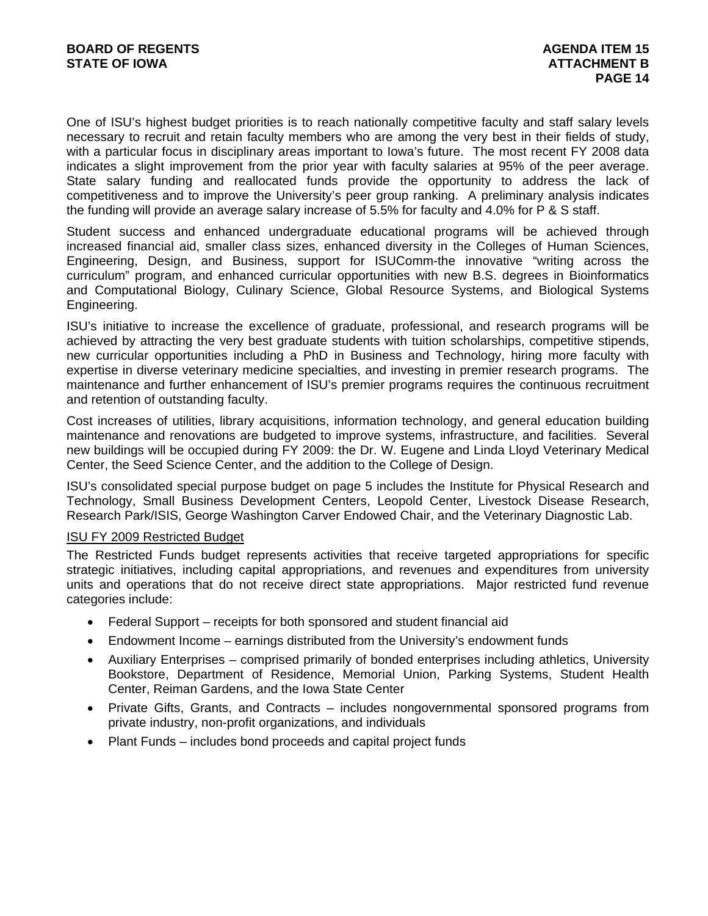One of ISU's highest budget priorities is to reach nationally competitive faculty and staff salary levels necessary to recruit and retain faculty members who are among the very best in their fields of study, with a particular focus in disciplinary areas important to Iowa's future. The most recent FY 2008 data indicates a slight improvement from the prior year with faculty salaries at 95% of the peer average. State salary funding and reallocated funds provide the opportunity to address the lack of competitiveness and to improve the University's peer group ranking. A preliminary analysis indicates the funding will provide an average salary increase of 5.5% for faculty and 4.0% for P & S staff.

Student success and enhanced undergraduate educational programs will be achieved through increased financial aid, smaller class sizes, enhanced diversity in the Colleges of Human Sciences, Engineering, Design, and Business, support for ISUComm-the innovative "writing across the curriculum" program, and enhanced curricular opportunities with new B.S. degrees in Bioinformatics and Computational Biology, Culinary Science, Global Resource Systems, and Biological Systems Engineering.

ISU's initiative to increase the excellence of graduate, professional, and research programs will be achieved by attracting the very best graduate students with tuition scholarships, competitive stipends, new curricular opportunities including a PhD in Business and Technology, hiring more faculty with expertise in diverse veterinary medicine specialties, and investing in premier research programs. The maintenance and further enhancement of ISU's premier programs requires the continuous recruitment and retention of outstanding faculty.

Cost increases of utilities, library acquisitions, information technology, and general education building maintenance and renovations are budgeted to improve systems, infrastructure, and facilities. Several new buildings will be occupied during FY 2009: the Dr. W. Eugene and Linda Lloyd Veterinary Medical Center, the Seed Science Center, and the addition to the College of Design.

ISU's consolidated special purpose budget on page 5 includes the Institute for Physical Research and Technology, Small Business Development Centers, Leopold Center, Livestock Disease Research, Research Park/ISIS, George Washington Carver Endowed Chair, and the Veterinary Diagnostic Lab.

ISU FY 2009 Restricted Budget

The Restricted Funds budget represents activities that receive targeted appropriations for specific strategic initiatives, including capital appropriations, and revenues and expenditures from university units and operations that do not receive direct state appropriations. Major restricted fund revenue categories include:

- Federal Support – receipts for both sponsored and student financial aid
- Endowment Income – earnings distributed from the University's endowment funds
- Auxiliary Enterprises – comprised primarily of bonded enterprises including athletics, University Bookstore, Department of Residence, Memorial Union, Parking Systems, Student Health Center, Reiman Gardens, and the Iowa State Center
- Private Gifts, Grants, and Contracts – includes nongovernmental sponsored programs from private industry, non-profit organizations, and individuals
- Plant Funds – includes bond proceeds and capital project funds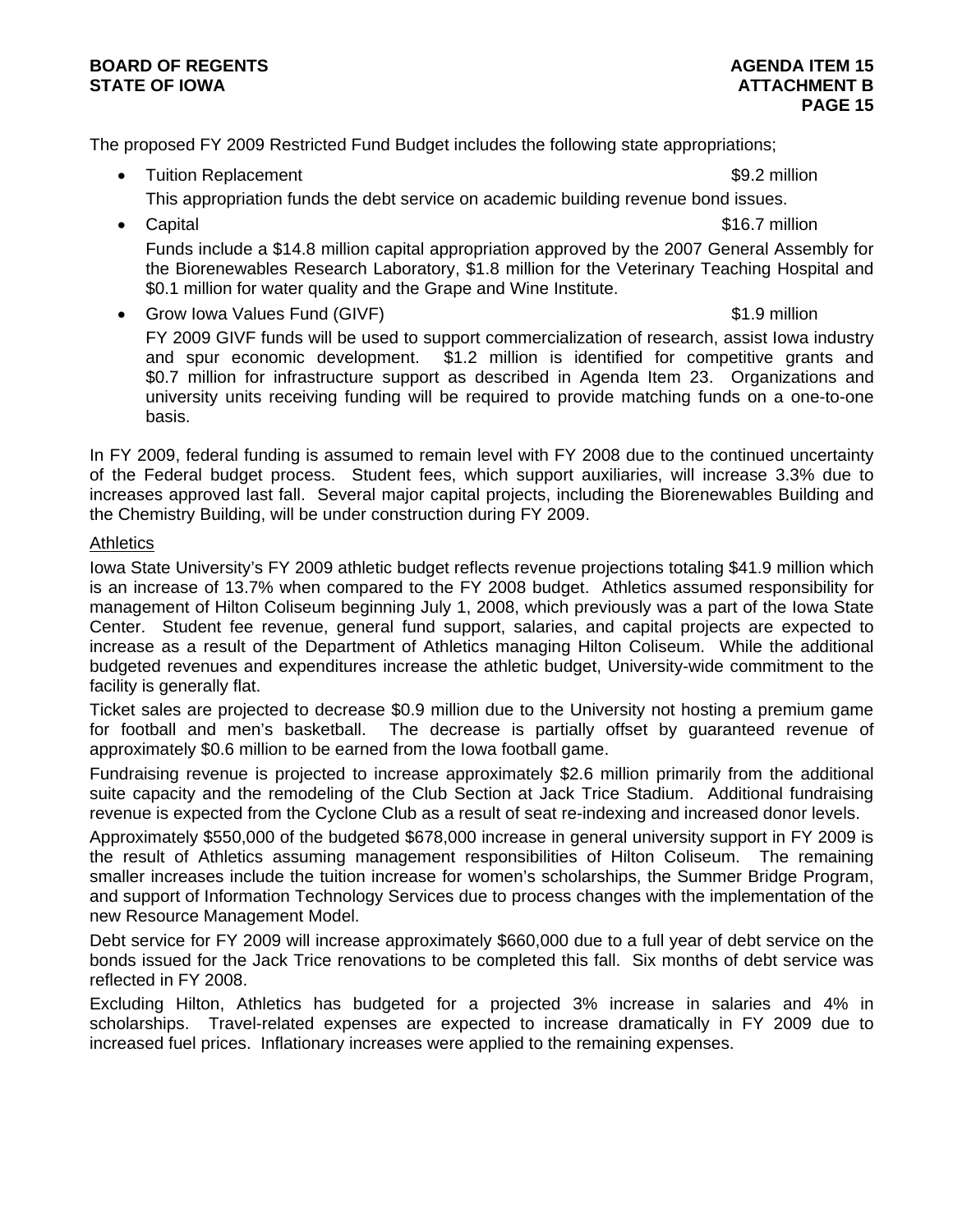The proposed FY 2009 Restricted Fund Budget includes the following state appropriations;

- Tuition Replacement $9.2 million

  This appropriation funds the debt service on academic building revenue bond issues.

- Capital $16.7 million

  Funds include a $14.8 million capital appropriation approved by the 2007 General Assembly for the Biorenewables Research Laboratory, $1.8 million for the Veterinary Teaching Hospital and $0.1 million for water quality and the Grape and Wine Institute.

- Grow Iowa Values Fund (GIVF) $1.9 million

  FY 2009 GIVF funds will be used to support commercialization of research, assist Iowa industry and spur economic development. $1.2 million is identified for competitive grants and $0.7 million for infrastructure support as described in Agenda Item 23. Organizations and university units receiving funding will be required to provide matching funds on a one-to-one basis.

In FY 2009, federal funding is assumed to remain level with FY 2008 due to the continued uncertainty of the Federal budget process. Student fees, which support auxiliaries, will increase 3.3% due to increases approved last fall. Several major capital projects, including the Biorenewables Building and the Chemistry Building, will be under construction during FY 2009.

Athletics

Iowa State University's FY 2009 athletic budget reflects revenue projections totaling $41.9 million which is an increase of 13.7% when compared to the FY 2008 budget. Athletics assumed responsibility for management of Hilton Coliseum beginning July 1, 2008, which previously was a part of the Iowa State Center. Student fee revenue, general fund support, salaries, and capital projects are expected to increase as a result of the Department of Athletics managing Hilton Coliseum. While the additional budgeted revenues and expenditures increase the athletic budget, University-wide commitment to the facility is generally flat.

Ticket sales are projected to decrease $0.9 million due to the University not hosting a premium game for football and men's basketball. The decrease is partially offset by guaranteed revenue of approximately $0.6 million to be earned from the Iowa football game.

Fundraising revenue is projected to increase approximately $2.6 million primarily from the additional suite capacity and the remodeling of the Club Section at Jack Trice Stadium. Additional fundraising revenue is expected from the Cyclone Club as a result of seat re-indexing and increased donor levels.

Approximately $550,000 of the budgeted $678,000 increase in general university support in FY 2009 is the result of Athletics assuming management responsibilities of Hilton Coliseum. The remaining smaller increases include the tuition increase for women's scholarships, the Summer Bridge Program, and support of Information Technology Services due to process changes with the implementation of the new Resource Management Model.

Debt service for FY 2009 will increase approximately $660,000 due to a full year of debt service on the bonds issued for the Jack Trice renovations to be completed this fall. Six months of debt service was reflected in FY 2008.

Excluding Hilton, Athletics has budgeted for a projected 3% increase in salaries and 4% in scholarships. Travel-related expenses are expected to increase dramatically in FY 2009 due to increased fuel prices. Inflationary increases were applied to the remaining expenses.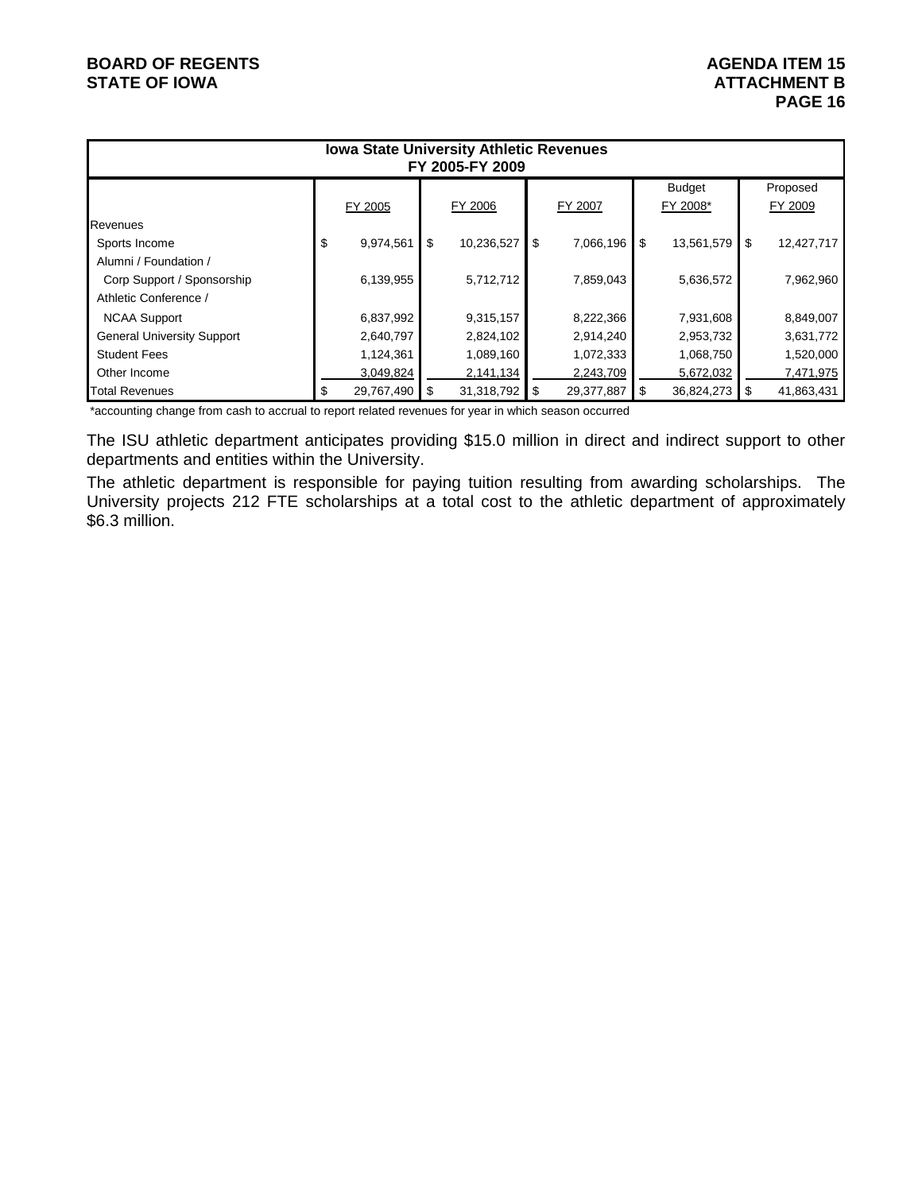**Iowa State University Athletic Revenues**
**FY 2005-FY 2009**

| | FY 2005 | FY 2006 | FY 2007 | Budget FY 2008* | Proposed FY 2009 |
|---|---|---|---|---|---|
| Revenues | | | | | |
| Sports Income | $ 9,974,561 | $ 10,236,527 | $ 7,066,196 | $ 13,561,579 | $ 12,427,717 |
| Alumni / Foundation / Corp Support / Sponsorship | 6,139,955 | 5,712,712 | 7,859,043 | 5,636,572 | 7,962,960 |
| Athletic Conference / NCAA Support | 6,837,992 | 9,315,157 | 8,222,366 | 7,931,608 | 8,849,007 |
| General University Support | 2,640,797 | 2,824,102 | 2,914,240 | 2,953,732 | 3,631,772 |
| Student Fees | 1,124,361 | 1,089,160 | 1,072,333 | 1,068,750 | 1,520,000 |
| Other Income | 3,049,824 | 2,141,134 | 2,243,709 | 5,672,032 | 7,471,975 |
| Total Revenues | $ 29,767,490 | $ 31,318,792 | $ 29,377,887 | $ 36,824,273 | $ 41,863,431 |

*accounting change from cash to accrual to report related revenues for year in which season occurred

The ISU athletic department anticipates providing $15.0 million in direct and indirect support to other departments and entities within the University.

The athletic department is responsible for paying tuition resulting from awarding scholarships. The University projects 212 FTE scholarships at a total cost to the athletic department of approximately $6.3 million.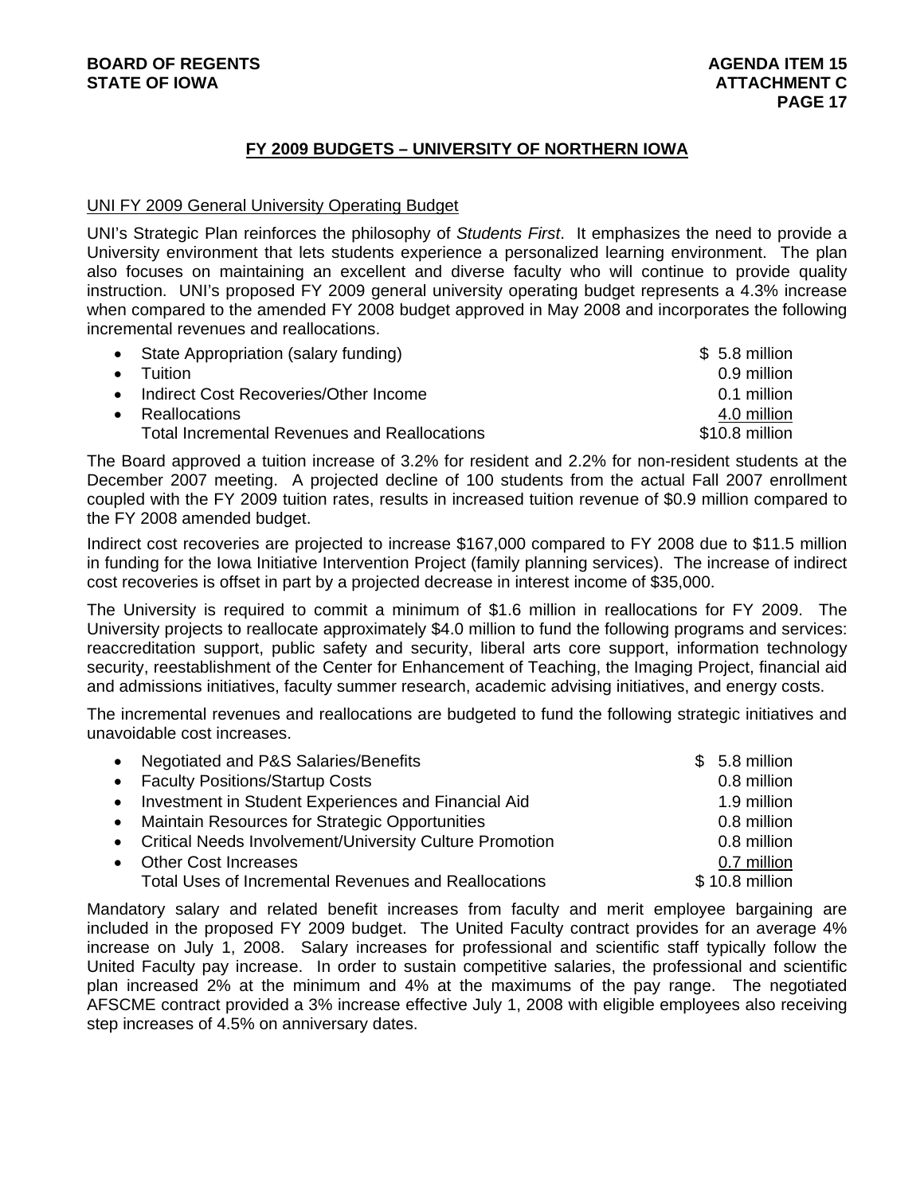## FY 2009 BUDGETS – UNIVERSITY OF NORTHERN IOWA

UNI FY 2009 General University Operating Budget

UNI's Strategic Plan reinforces the philosophy of *Students First*. It emphasizes the need to provide a University environment that lets students experience a personalized learning environment. The plan also focuses on maintaining an excellent and diverse faculty who will continue to provide quality instruction. UNI's proposed FY 2009 general university operating budget represents a 4.3% increase when compared to the amended FY 2008 budget approved in May 2008 and incorporates the following incremental revenues and reallocations.

| | |
|---|---|
| • State Appropriation (salary funding) | $ 5.8 million |
| • Tuition | 0.9 million |
| • Indirect Cost Recoveries/Other Income | 0.1 million |
| • Reallocations | 4.0 million |
| Total Incremental Revenues and Reallocations | $10.8 million |

The Board approved a tuition increase of 3.2% for resident and 2.2% for non-resident students at the December 2007 meeting. A projected decline of 100 students from the actual Fall 2007 enrollment coupled with the FY 2009 tuition rates, results in increased tuition revenue of $0.9 million compared to the FY 2008 amended budget.

Indirect cost recoveries are projected to increase $167,000 compared to FY 2008 due to $11.5 million in funding for the Iowa Initiative Intervention Project (family planning services). The increase of indirect cost recoveries is offset in part by a projected decrease in interest income of $35,000.

The University is required to commit a minimum of $1.6 million in reallocations for FY 2009. The University projects to reallocate approximately $4.0 million to fund the following programs and services: reaccreditation support, public safety and security, liberal arts core support, information technology security, reestablishment of the Center for Enhancement of Teaching, the Imaging Project, financial aid and admissions initiatives, faculty summer research, academic advising initiatives, and energy costs.

The incremental revenues and reallocations are budgeted to fund the following strategic initiatives and unavoidable cost increases.

| | |
|---|---|
| • Negotiated and P&S Salaries/Benefits | $ 5.8 million |
| • Faculty Positions/Startup Costs | 0.8 million |
| • Investment in Student Experiences and Financial Aid | 1.9 million |
| • Maintain Resources for Strategic Opportunities | 0.8 million |
| • Critical Needs Involvement/University Culture Promotion | 0.8 million |
| • Other Cost Increases | 0.7 million |
| Total Uses of Incremental Revenues and Reallocations | $ 10.8 million |

Mandatory salary and related benefit increases from faculty and merit employee bargaining are included in the proposed FY 2009 budget. The United Faculty contract provides for an average 4% increase on July 1, 2008. Salary increases for professional and scientific staff typically follow the United Faculty pay increase. In order to sustain competitive salaries, the professional and scientific plan increased 2% at the minimum and 4% at the maximums of the pay range. The negotiated AFSCME contract provided a 3% increase effective July 1, 2008 with eligible employees also receiving step increases of 4.5% on anniversary dates.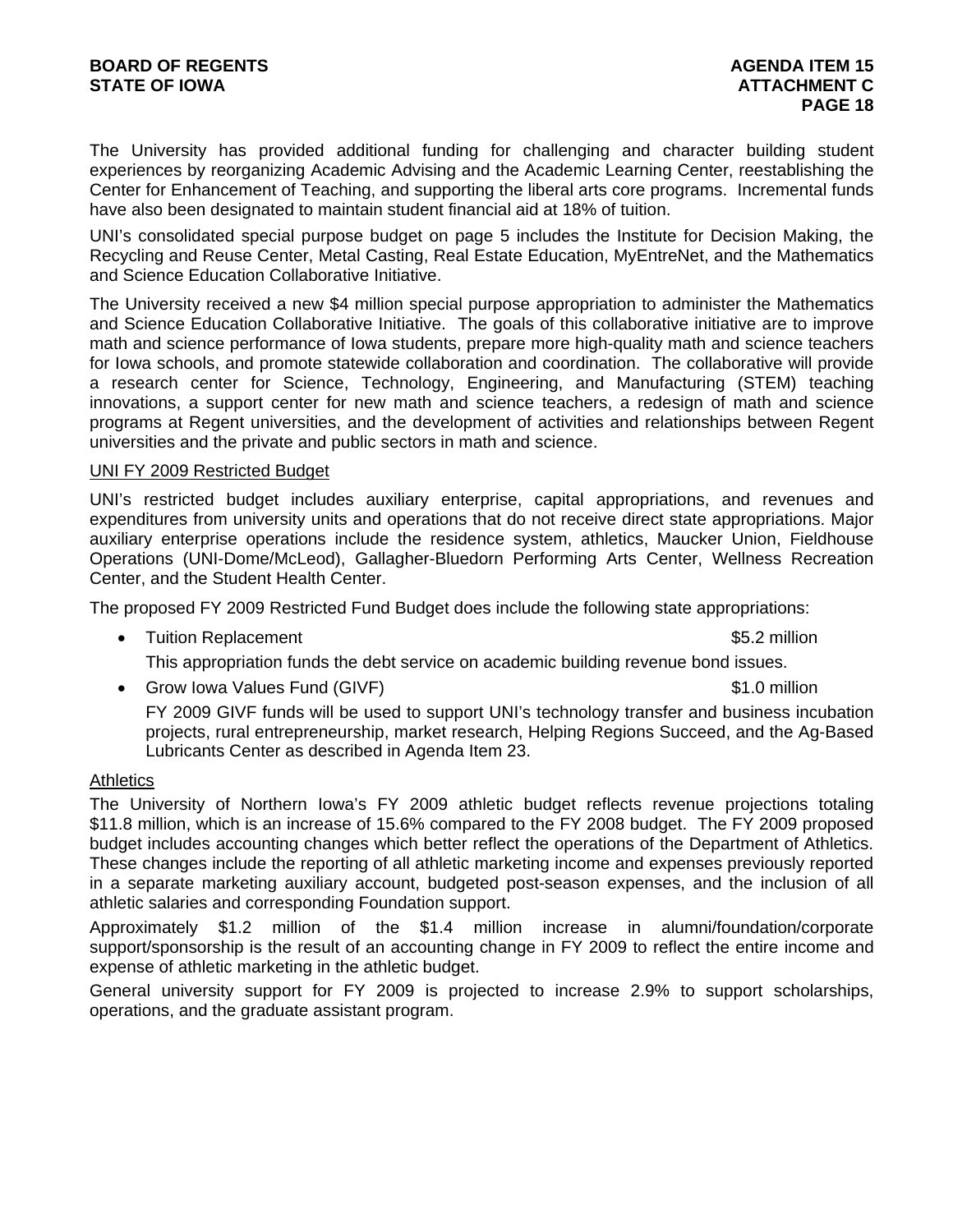The University has provided additional funding for challenging and character building student experiences by reorganizing Academic Advising and the Academic Learning Center, reestablishing the Center for Enhancement of Teaching, and supporting the liberal arts core programs. Incremental funds have also been designated to maintain student financial aid at 18% of tuition.

UNI's consolidated special purpose budget on page 5 includes the Institute for Decision Making, the Recycling and Reuse Center, Metal Casting, Real Estate Education, MyEntreNet, and the Mathematics and Science Education Collaborative Initiative.

The University received a new $4 million special purpose appropriation to administer the Mathematics and Science Education Collaborative Initiative. The goals of this collaborative initiative are to improve math and science performance of Iowa students, prepare more high-quality math and science teachers for Iowa schools, and promote statewide collaboration and coordination. The collaborative will provide a research center for Science, Technology, Engineering, and Manufacturing (STEM) teaching innovations, a support center for new math and science teachers, a redesign of math and science programs at Regent universities, and the development of activities and relationships between Regent universities and the private and public sectors in math and science.

<u>UNI FY 2009 Restricted Budget</u>

UNI's restricted budget includes auxiliary enterprise, capital appropriations, and revenues and expenditures from university units and operations that do not receive direct state appropriations. Major auxiliary enterprise operations include the residence system, athletics, Maucker Union, Fieldhouse Operations (UNI-Dome/McLeod), Gallagher-Bluedorn Performing Arts Center, Wellness Recreation Center, and the Student Health Center.

The proposed FY 2009 Restricted Fund Budget does include the following state appropriations:

- Tuition Replacement $5.2 million

  This appropriation funds the debt service on academic building revenue bond issues.

- Grow Iowa Values Fund (GIVF) $1.0 million

  FY 2009 GIVF funds will be used to support UNI's technology transfer and business incubation projects, rural entrepreneurship, market research, Helping Regions Succeed, and the Ag-Based Lubricants Center as described in Agenda Item 23.

<u>Athletics</u>

The University of Northern Iowa's FY 2009 athletic budget reflects revenue projections totaling $11.8 million, which is an increase of 15.6% compared to the FY 2008 budget. The FY 2009 proposed budget includes accounting changes which better reflect the operations of the Department of Athletics. These changes include the reporting of all athletic marketing income and expenses previously reported in a separate marketing auxiliary account, budgeted post-season expenses, and the inclusion of all athletic salaries and corresponding Foundation support.

Approximately $1.2 million of the $1.4 million increase in alumni/foundation/corporate support/sponsorship is the result of an accounting change in FY 2009 to reflect the entire income and expense of athletic marketing in the athletic budget.

General university support for FY 2009 is projected to increase 2.9% to support scholarships, operations, and the graduate assistant program.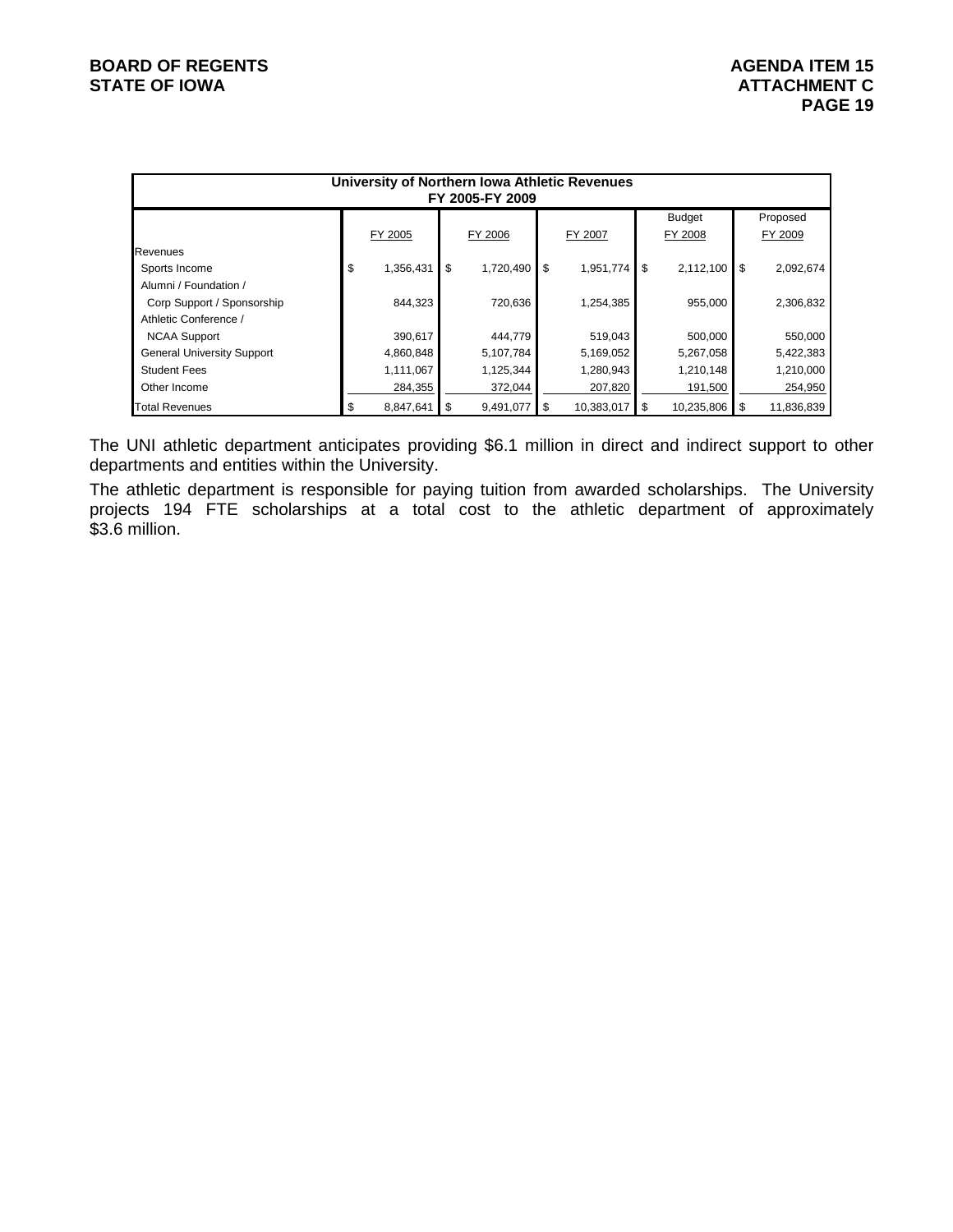| University of Northern Iowa Athletic Revenues FY 2005-FY 2009 | | | | | |
|---|---|---|---|---|---|
| | FY 2005 | FY 2006 | FY 2007 | Budget FY 2008 | Proposed FY 2009 |
| Revenues | | | | | |
| Sports Income | $ 1,356,431 | $ 1,720,490 | $ 1,951,774 | $ 2,112,100 | $ 2,092,674 |
| Alumni / Foundation / Corp Support / Sponsorship | 844,323 | 720,636 | 1,254,385 | 955,000 | 2,306,832 |
| Athletic Conference / NCAA Support | 390,617 | 444,779 | 519,043 | 500,000 | 550,000 |
| General University Support | 4,860,848 | 5,107,784 | 5,169,052 | 5,267,058 | 5,422,383 |
| Student Fees | 1,111,067 | 1,125,344 | 1,280,943 | 1,210,148 | 1,210,000 |
| Other Income | 284,355 | 372,044 | 207,820 | 191,500 | 254,950 |
| Total Revenues | $ 8,847,641 | $ 9,491,077 | $ 10,383,017 | $ 10,235,806 | $ 11,836,839 |

The UNI athletic department anticipates providing $6.1 million in direct and indirect support to other departments and entities within the University.

The athletic department is responsible for paying tuition from awarded scholarships. The University projects 194 FTE scholarships at a total cost to the athletic department of approximately $3.6 million.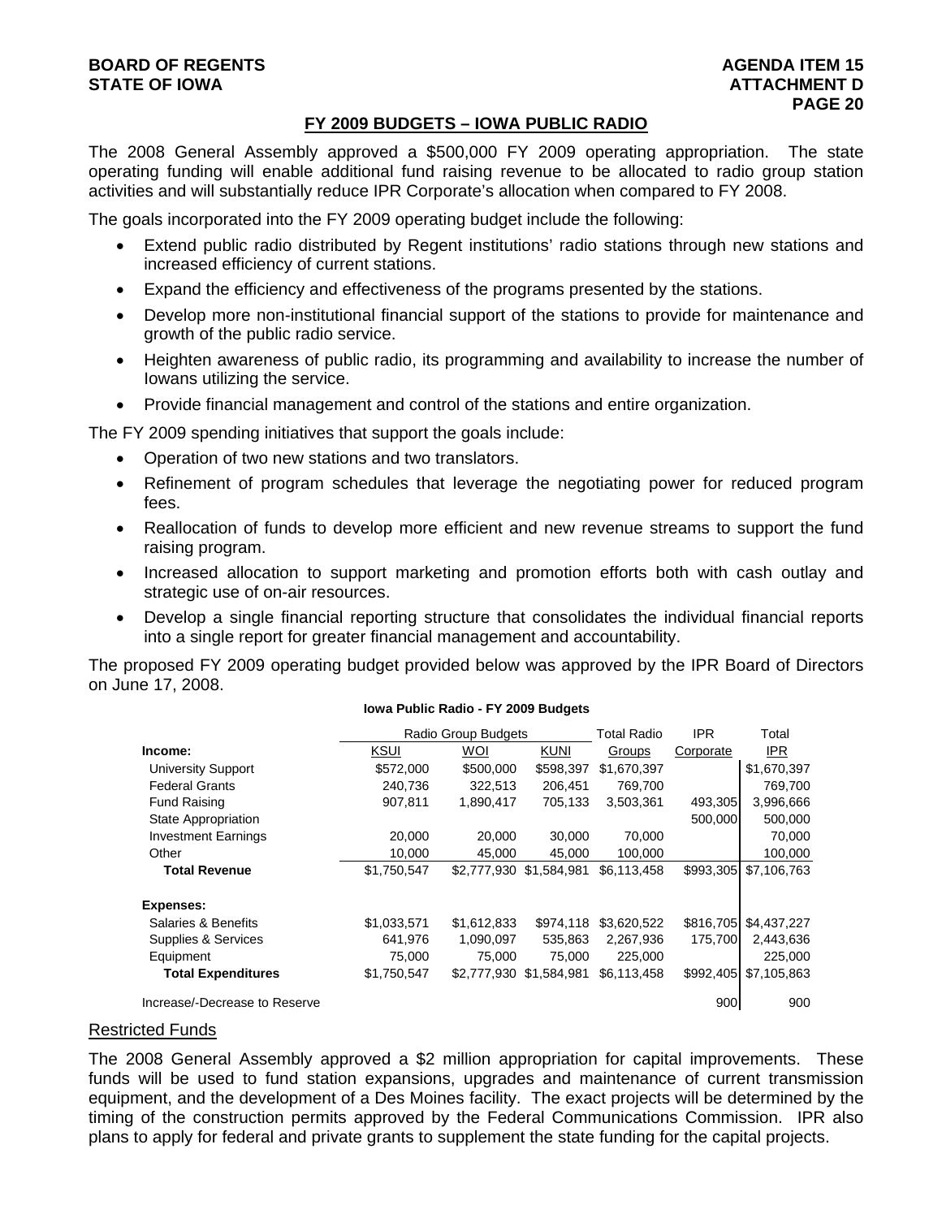## FY 2009 BUDGETS – IOWA PUBLIC RADIO

The 2008 General Assembly approved a $500,000 FY 2009 operating appropriation. The state operating funding will enable additional fund raising revenue to be allocated to radio group station activities and will substantially reduce IPR Corporate's allocation when compared to FY 2008.

The goals incorporated into the FY 2009 operating budget include the following:

- Extend public radio distributed by Regent institutions' radio stations through new stations and increased efficiency of current stations.
- Expand the efficiency and effectiveness of the programs presented by the stations.
- Develop more non-institutional financial support of the stations to provide for maintenance and growth of the public radio service.
- Heighten awareness of public radio, its programming and availability to increase the number of Iowans utilizing the service.
- Provide financial management and control of the stations and entire organization.

The FY 2009 spending initiatives that support the goals include:

- Operation of two new stations and two translators.
- Refinement of program schedules that leverage the negotiating power for reduced program fees.
- Reallocation of funds to develop more efficient and new revenue streams to support the fund raising program.
- Increased allocation to support marketing and promotion efforts both with cash outlay and strategic use of on-air resources.
- Develop a single financial reporting structure that consolidates the individual financial reports into a single report for greater financial management and accountability.

The proposed FY 2009 operating budget provided below was approved by the IPR Board of Directors on June 17, 2008.

**Iowa Public Radio - FY 2009 Budgets**

| | Radio Group Budgets | | | Total Radio | IPR | Total |
|---|---|---|---|---|---|---|
| **Income:** | KSUI | WOI | KUNI | Groups | Corporate | IPR |
| University Support | $572,000 | $500,000 | $598,397 | $1,670,397 | | $1,670,397 |
| Federal Grants | 240,736 | 322,513 | 206,451 | 769,700 | | 769,700 |
| Fund Raising | 907,811 | 1,890,417 | 705,133 | 3,503,361 | 493,305 | 3,996,666 |
| State Appropriation | | | | | 500,000 | 500,000 |
| Investment Earnings | 20,000 | 20,000 | 30,000 | 70,000 | | 70,000 |
| Other | 10,000 | 45,000 | 45,000 | 100,000 | | 100,000 |
| **Total Revenue** | $1,750,547 | $2,777,930 | $1,584,981 | $6,113,458 | $993,305 | $7,106,763 |
| **Expenses:** | | | | | | |
| Salaries & Benefits | $1,033,571 | $1,612,833 | $974,118 | $3,620,522 | $816,705 | $4,437,227 |
| Supplies & Services | 641,976 | 1,090,097 | 535,863 | 2,267,936 | 175,700 | 2,443,636 |
| Equipment | 75,000 | 75,000 | 75,000 | 225,000 | | 225,000 |
| **Total Expenditures** | $1,750,547 | $2,777,930 | $1,584,981 | $6,113,458 | $992,405 | $7,105,863 |
| Increase/-Decrease to Reserve | | | | | 900 | 900 |

<u>Restricted Funds</u>

The 2008 General Assembly approved a $2 million appropriation for capital improvements. These funds will be used to fund station expansions, upgrades and maintenance of current transmission equipment, and the development of a Des Moines facility. The exact projects will be determined by the timing of the construction permits approved by the Federal Communications Commission. IPR also plans to apply for federal and private grants to supplement the state funding for the capital projects.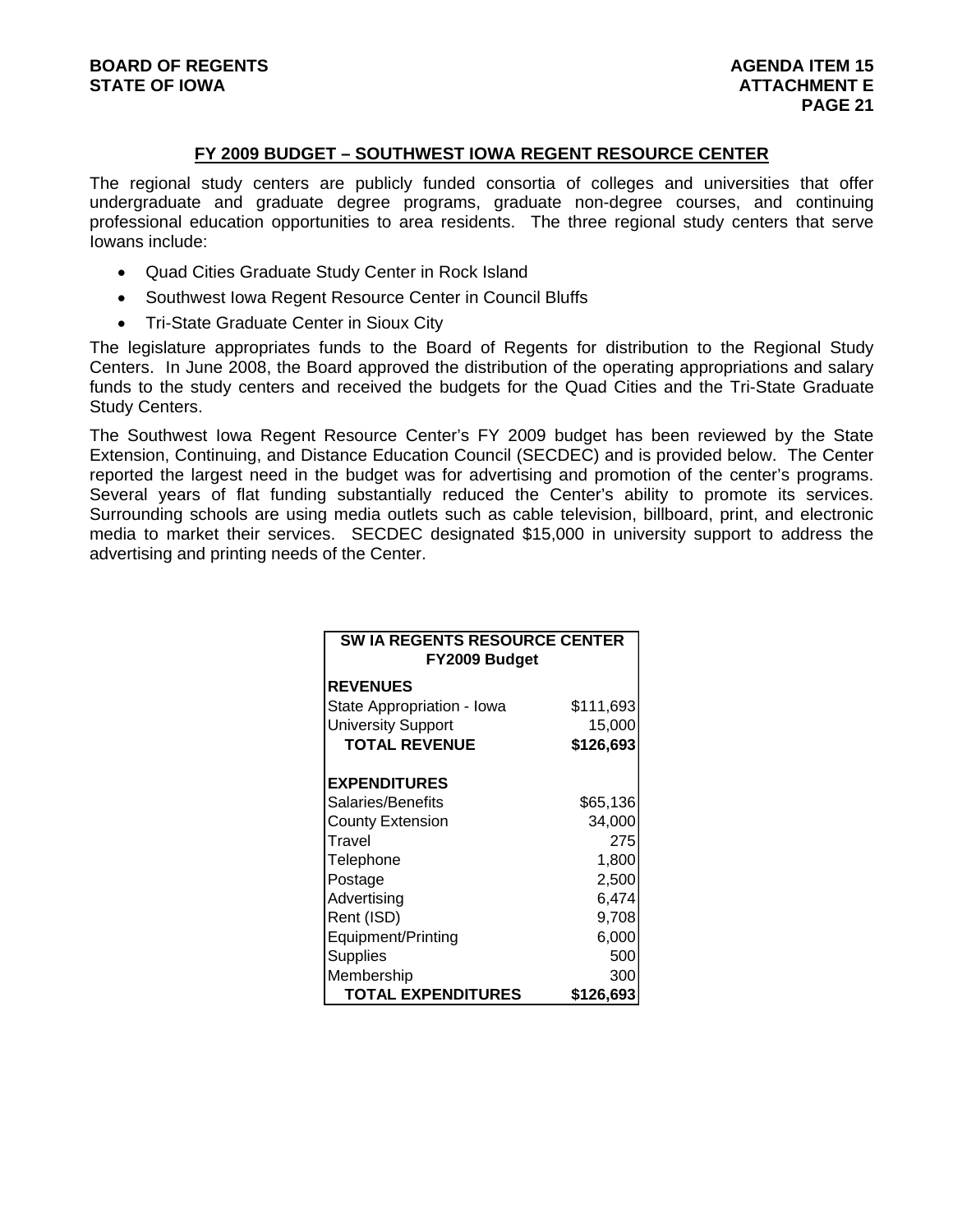## FY 2009 BUDGET – SOUTHWEST IOWA REGENT RESOURCE CENTER

The regional study centers are publicly funded consortia of colleges and universities that offer undergraduate and graduate degree programs, graduate non-degree courses, and continuing professional education opportunities to area residents. The three regional study centers that serve Iowans include:

- Quad Cities Graduate Study Center in Rock Island
- Southwest Iowa Regent Resource Center in Council Bluffs
- Tri-State Graduate Center in Sioux City

The legislature appropriates funds to the Board of Regents for distribution to the Regional Study Centers. In June 2008, the Board approved the distribution of the operating appropriations and salary funds to the study centers and received the budgets for the Quad Cities and the Tri-State Graduate Study Centers.

The Southwest Iowa Regent Resource Center's FY 2009 budget has been reviewed by the State Extension, Continuing, and Distance Education Council (SECDEC) and is provided below. The Center reported the largest need in the budget was for advertising and promotion of the center's programs. Several years of flat funding substantially reduced the Center's ability to promote its services. Surrounding schools are using media outlets such as cable television, billboard, print, and electronic media to market their services. SECDEC designated $15,000 in university support to address the advertising and printing needs of the Center.

| SW IA REGENTS RESOURCE CENTER FY2009 Budget | |
|---|---|
| **REVENUES** | |
| State Appropriation - Iowa | $111,693 |
| University Support | 15,000 |
| **TOTAL REVENUE** | **$126,693** |
| **EXPENDITURES** | |
| Salaries/Benefits | $65,136 |
| County Extension | 34,000 |
| Travel | 275 |
| Telephone | 1,800 |
| Postage | 2,500 |
| Advertising | 6,474 |
| Rent (ISD) | 9,708 |
| Equipment/Printing | 6,000 |
| Supplies | 500 |
| Membership | 300 |
| **TOTAL EXPENDITURES** | **$126,693** |